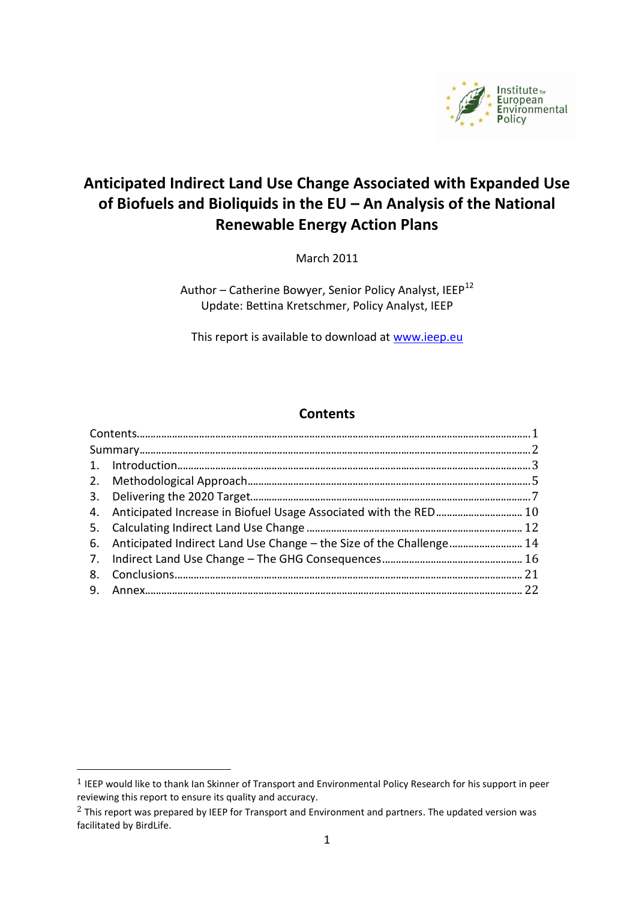# Anticipated Indirect Land Use Change Associated with Expanded Use of Biofuels and Bioliquids in the EU – An Analysis of the National Renewable Energy Action Plans

March 2011

Author – Catherine Bowyer, Senior Policy Analyst, IEEP[1,2]

Update: Bettina Kretschmer, Policy Analyst, IEEP

This report is available to download at www.ieep.eu

## Contents

| | |
|---|---|
| Contents | 1 |
| Summary | 2 |
| 1. Introduction | 3 |
| 2. Methodological Approach | 5 |
| 3. Delivering the 2020 Target | 7 |
| 4. Anticipated Increase in Biofuel Usage Associated with the RED | 10 |
| 5. Calculating Indirect Land Use Change | 12 |
| 6. Anticipated Indirect Land Use Change – the Size of the Challenge | 14 |
| 7. Indirect Land Use Change – The GHG Consequences | 16 |
| 8. Conclusions | 21 |
| 9. Annex | 22 |

---

[1] IEEP would like to thank Ian Skinner of Transport and Environmental Policy Research for his support in peer reviewing this report to ensure its quality and accuracy.

[2] This report was prepared by IEEP for Transport and Environment and partners. The updated version was facilitated by BirdLife.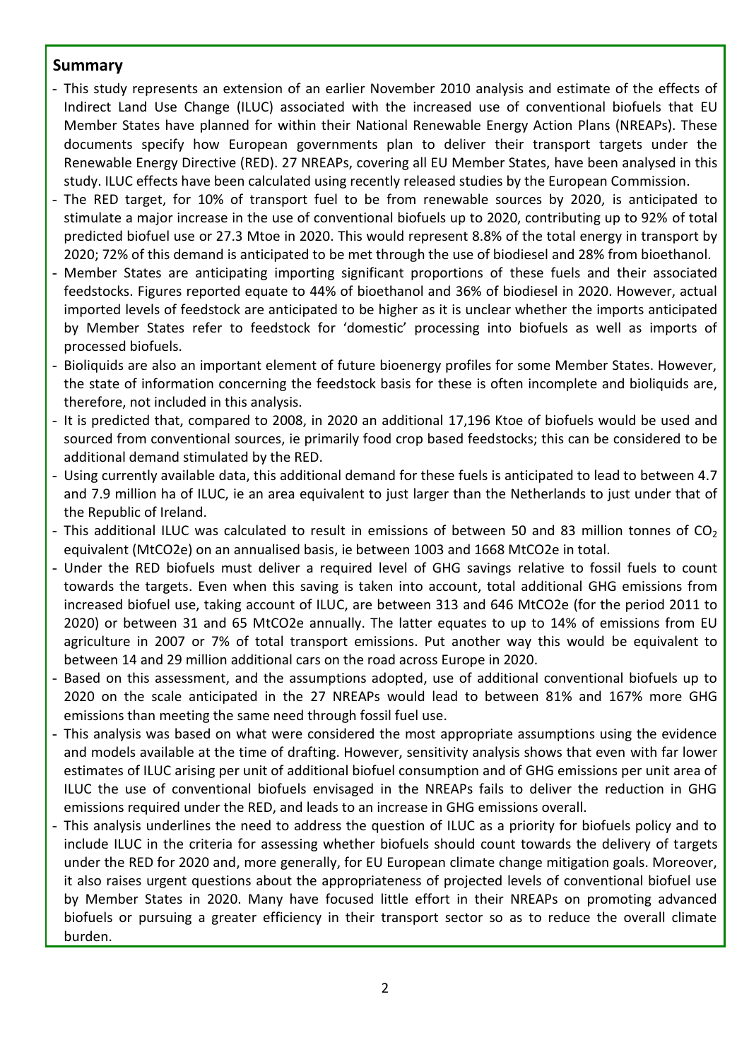## Summary

- This study represents an extension of an earlier November 2010 analysis and estimate of the effects of Indirect Land Use Change (ILUC) associated with the increased use of conventional biofuels that EU Member States have planned for within their National Renewable Energy Action Plans (NREAPs). These documents specify how European governments plan to deliver their transport targets under the Renewable Energy Directive (RED). 27 NREAPs, covering all EU Member States, have been analysed in this study. ILUC effects have been calculated using recently released studies by the European Commission.
- The RED target, for 10% of transport fuel to be from renewable sources by 2020, is anticipated to stimulate a major increase in the use of conventional biofuels up to 2020, contributing up to 92% of total predicted biofuel use or 27.3 Mtoe in 2020. This would represent 8.8% of the total energy in transport by 2020; 72% of this demand is anticipated to be met through the use of biodiesel and 28% from bioethanol.
- Member States are anticipating importing significant proportions of these fuels and their associated feedstocks. Figures reported equate to 44% of bioethanol and 36% of biodiesel in 2020. However, actual imported levels of feedstock are anticipated to be higher as it is unclear whether the imports anticipated by Member States refer to feedstock for 'domestic' processing into biofuels as well as imports of processed biofuels.
- Bioliquids are also an important element of future bioenergy profiles for some Member States. However, the state of information concerning the feedstock basis for these is often incomplete and bioliquids are, therefore, not included in this analysis.
- It is predicted that, compared to 2008, in 2020 an additional 17,196 Ktoe of biofuels would be used and sourced from conventional sources, ie primarily food crop based feedstocks; this can be considered to be additional demand stimulated by the RED.
- Using currently available data, this additional demand for these fuels is anticipated to lead to between 4.7 and 7.9 million ha of ILUC, ie an area equivalent to just larger than the Netherlands to just under that of the Republic of Ireland.
- This additional ILUC was calculated to result in emissions of between 50 and 83 million tonnes of $CO_2$ equivalent (MtCO2e) on an annualised basis, ie between 1003 and 1668 MtCO2e in total.
- Under the RED biofuels must deliver a required level of GHG savings relative to fossil fuels to count towards the targets. Even when this saving is taken into account, total additional GHG emissions from increased biofuel use, taking account of ILUC, are between 313 and 646 MtCO2e (for the period 2011 to 2020) or between 31 and 65 MtCO2e annually. The latter equates to up to 14% of emissions from EU agriculture in 2007 or 7% of total transport emissions. Put another way this would be equivalent to between 14 and 29 million additional cars on the road across Europe in 2020.
- Based on this assessment, and the assumptions adopted, use of additional conventional biofuels up to 2020 on the scale anticipated in the 27 NREAPs would lead to between 81% and 167% more GHG emissions than meeting the same need through fossil fuel use.
- This analysis was based on what were considered the most appropriate assumptions using the evidence and models available at the time of drafting. However, sensitivity analysis shows that even with far lower estimates of ILUC arising per unit of additional biofuel consumption and of GHG emissions per unit area of ILUC the use of conventional biofuels envisaged in the NREAPs fails to deliver the reduction in GHG emissions required under the RED, and leads to an increase in GHG emissions overall.
- This analysis underlines the need to address the question of ILUC as a priority for biofuels policy and to include ILUC in the criteria for assessing whether biofuels should count towards the delivery of targets under the RED for 2020 and, more generally, for EU European climate change mitigation goals. Moreover, it also raises urgent questions about the appropriateness of projected levels of conventional biofuel use by Member States in 2020. Many have focused little effort in their NREAPs on promoting advanced biofuels or pursuing a greater efficiency in their transport sector so as to reduce the overall climate burden.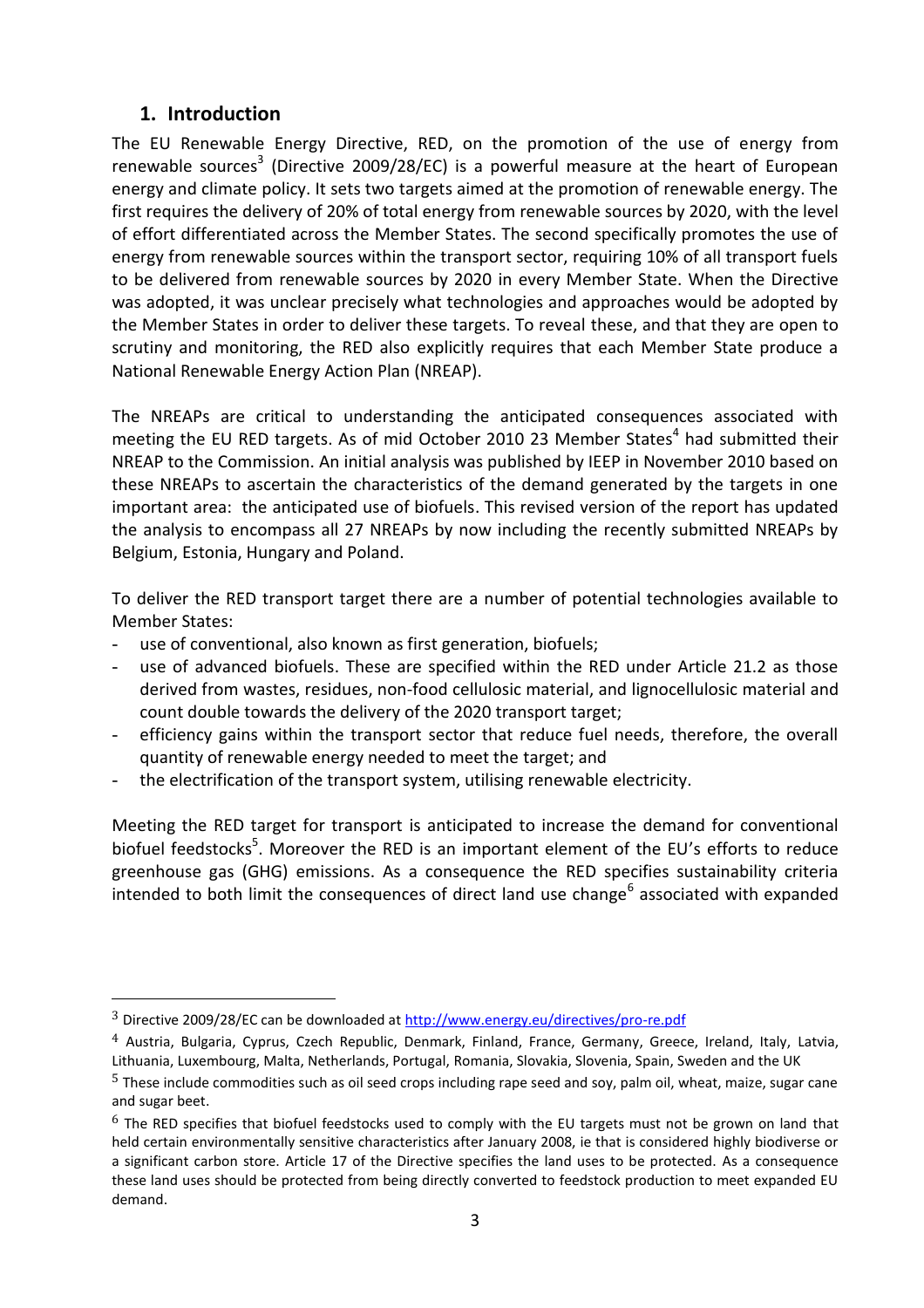## 1. Introduction

The EU Renewable Energy Directive, RED, on the promotion of the use of energy from renewable sources[3] (Directive 2009/28/EC) is a powerful measure at the heart of European energy and climate policy. It sets two targets aimed at the promotion of renewable energy. The first requires the delivery of 20% of total energy from renewable sources by 2020, with the level of effort differentiated across the Member States. The second specifically promotes the use of energy from renewable sources within the transport sector, requiring 10% of all transport fuels to be delivered from renewable sources by 2020 in every Member State. When the Directive was adopted, it was unclear precisely what technologies and approaches would be adopted by the Member States in order to deliver these targets. To reveal these, and that they are open to scrutiny and monitoring, the RED also explicitly requires that each Member State produce a National Renewable Energy Action Plan (NREAP).

The NREAPs are critical to understanding the anticipated consequences associated with meeting the EU RED targets. As of mid October 2010 23 Member States[4] had submitted their NREAP to the Commission. An initial analysis was published by IEEP in November 2010 based on these NREAPs to ascertain the characteristics of the demand generated by the targets in one important area: the anticipated use of biofuels. This revised version of the report has updated the analysis to encompass all 27 NREAPs by now including the recently submitted NREAPs by Belgium, Estonia, Hungary and Poland.

To deliver the RED transport target there are a number of potential technologies available to Member States:

- use of conventional, also known as first generation, biofuels;
- use of advanced biofuels. These are specified within the RED under Article 21.2 as those derived from wastes, residues, non-food cellulosic material, and lignocellulosic material and count double towards the delivery of the 2020 transport target;
- efficiency gains within the transport sector that reduce fuel needs, therefore, the overall quantity of renewable energy needed to meet the target; and
- the electrification of the transport system, utilising renewable electricity.

Meeting the RED target for transport is anticipated to increase the demand for conventional biofuel feedstocks[5]. Moreover the RED is an important element of the EU's efforts to reduce greenhouse gas (GHG) emissions. As a consequence the RED specifies sustainability criteria intended to both limit the consequences of direct land use change[6] associated with expanded

---

[3] Directive 2009/28/EC can be downloaded at http://www.energy.eu/directives/pro-re.pdf

[4] Austria, Bulgaria, Cyprus, Czech Republic, Denmark, Finland, France, Germany, Greece, Ireland, Italy, Latvia, Lithuania, Luxembourg, Malta, Netherlands, Portugal, Romania, Slovakia, Slovenia, Spain, Sweden and the UK

[5] These include commodities such as oil seed crops including rape seed and soy, palm oil, wheat, maize, sugar cane and sugar beet.

[6] The RED specifies that biofuel feedstocks used to comply with the EU targets must not be grown on land that held certain environmentally sensitive characteristics after January 2008, ie that is considered highly biodiverse or a significant carbon store. Article 17 of the Directive specifies the land uses to be protected. As a consequence these land uses should be protected from being directly converted to feedstock production to meet expanded EU demand.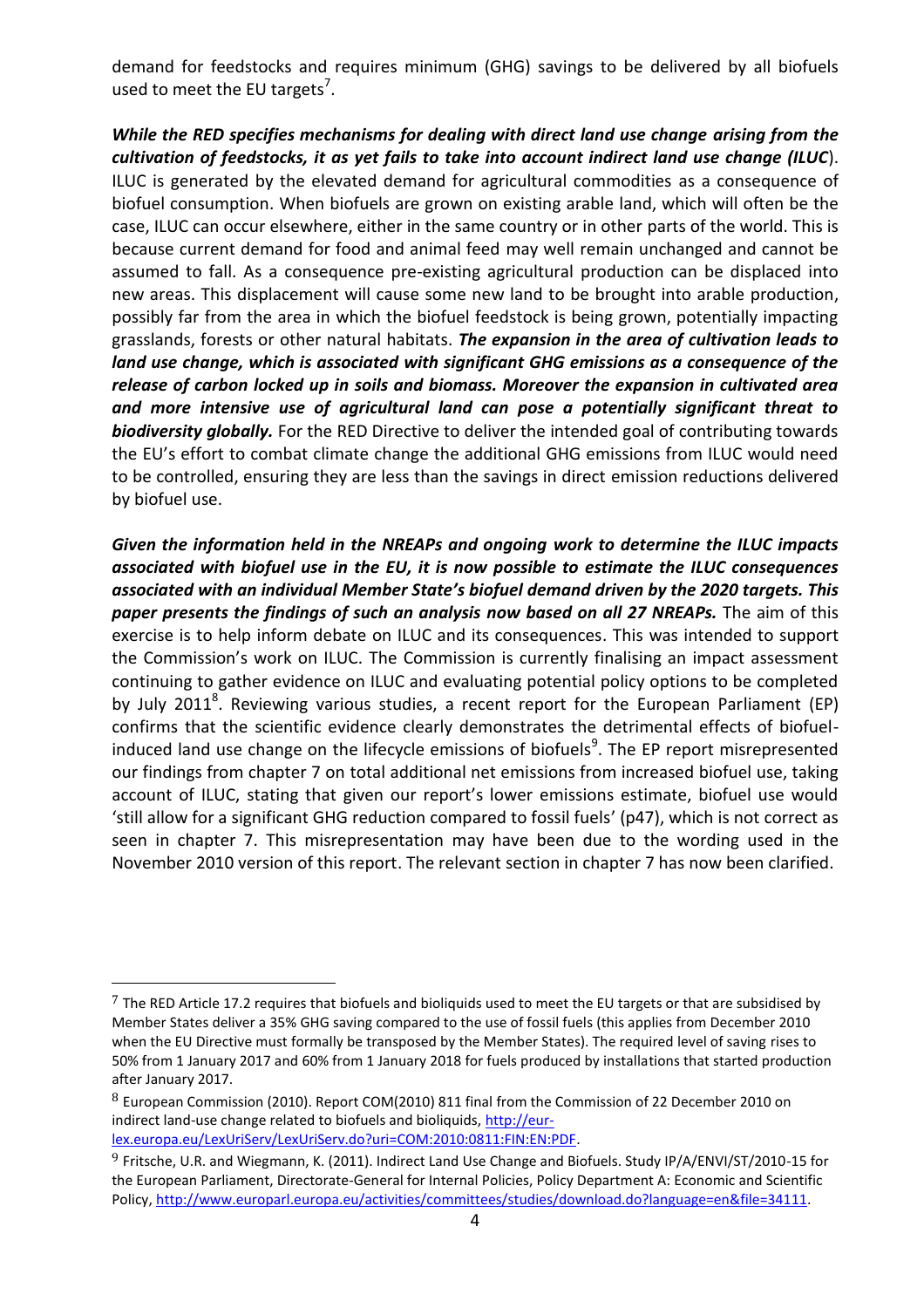demand for feedstocks and requires minimum (GHG) savings to be delivered by all biofuels used to meet the EU targets[7].

***While the RED specifies mechanisms for dealing with direct land use change arising from the cultivation of feedstocks, it as yet fails to take into account indirect land use change (ILUC*)**. ILUC is generated by the elevated demand for agricultural commodities as a consequence of biofuel consumption. When biofuels are grown on existing arable land, which will often be the case, ILUC can occur elsewhere, either in the same country or in other parts of the world. This is because current demand for food and animal feed may well remain unchanged and cannot be assumed to fall. As a consequence pre-existing agricultural production can be displaced into new areas. This displacement will cause some new land to be brought into arable production, possibly far from the area in which the biofuel feedstock is being grown, potentially impacting grasslands, forests or other natural habitats. ***The expansion in the area of cultivation leads to land use change, which is associated with significant GHG emissions as a consequence of the release of carbon locked up in soils and biomass. Moreover the expansion in cultivated area and more intensive use of agricultural land can pose a potentially significant threat to biodiversity globally.*** For the RED Directive to deliver the intended goal of contributing towards the EU's effort to combat climate change the additional GHG emissions from ILUC would need to be controlled, ensuring they are less than the savings in direct emission reductions delivered by biofuel use.

***Given the information held in the NREAPs and ongoing work to determine the ILUC impacts associated with biofuel use in the EU, it is now possible to estimate the ILUC consequences associated with an individual Member State's biofuel demand driven by the 2020 targets. This paper presents the findings of such an analysis now based on all 27 NREAPs.*** The aim of this exercise is to help inform debate on ILUC and its consequences. This was intended to support the Commission's work on ILUC. The Commission is currently finalising an impact assessment continuing to gather evidence on ILUC and evaluating potential policy options to be completed by July 2011[8]. Reviewing various studies, a recent report for the European Parliament (EP) confirms that the scientific evidence clearly demonstrates the detrimental effects of biofuel-induced land use change on the lifecycle emissions of biofuels[9]. The EP report misrepresented our findings from chapter 7 on total additional net emissions from increased biofuel use, taking account of ILUC, stating that given our report's lower emissions estimate, biofuel use would 'still allow for a significant GHG reduction compared to fossil fuels' (p47), which is not correct as seen in chapter 7. This misrepresentation may have been due to the wording used in the November 2010 version of this report. The relevant section in chapter 7 has now been clarified.

---

[7] The RED Article 17.2 requires that biofuels and bioliquids used to meet the EU targets or that are subsidised by Member States deliver a 35% GHG saving compared to the use of fossil fuels (this applies from December 2010 when the EU Directive must formally be transposed by the Member States). The required level of saving rises to 50% from 1 January 2017 and 60% from 1 January 2018 for fuels produced by installations that started production after January 2017.

[8] European Commission (2010). Report COM(2010) 811 final from the Commission of 22 December 2010 on indirect land-use change related to biofuels and bioliquids, http://eur-lex.europa.eu/LexUriServ/LexUriServ.do?uri=COM:2010:0811:FIN:EN:PDF.

[9] Fritsche, U.R. and Wiegmann, K. (2011). Indirect Land Use Change and Biofuels. Study IP/A/ENVI/ST/2010-15 for the European Parliament, Directorate-General for Internal Policies, Policy Department A: Economic and Scientific Policy, http://www.europarl.europa.eu/activities/committees/studies/download.do?language=en&file=34111.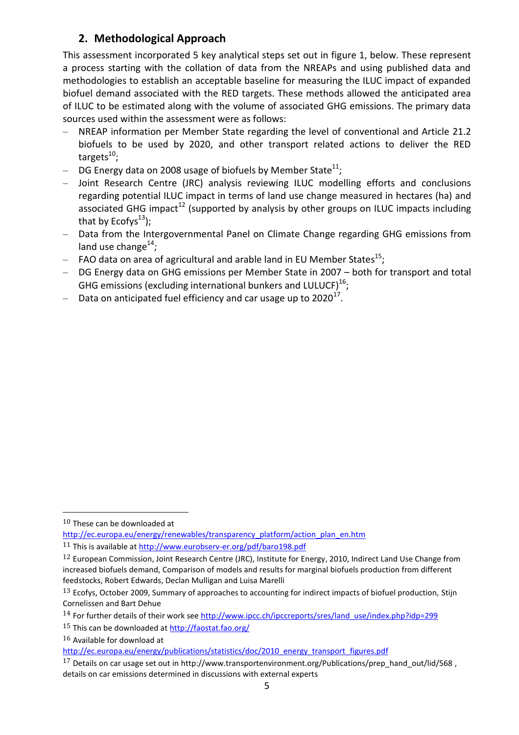## 2. Methodological Approach

This assessment incorporated 5 key analytical steps set out in figure 1, below. These represent a process starting with the collation of data from the NREAPs and using published data and methodologies to establish an acceptable baseline for measuring the ILUC impact of expanded biofuel demand associated with the RED targets. These methods allowed the anticipated area of ILUC to be estimated along with the volume of associated GHG emissions. The primary data sources used within the assessment were as follows:

- NREAP information per Member State regarding the level of conventional and Article 21.2 biofuels to be used by 2020, and other transport related actions to deliver the RED targets[10];
- DG Energy data on 2008 usage of biofuels by Member State[11];
- Joint Research Centre (JRC) analysis reviewing ILUC modelling efforts and conclusions regarding potential ILUC impact in terms of land use change measured in hectares (ha) and associated GHG impact[12] (supported by analysis by other groups on ILUC impacts including that by Ecofys[13]);
- Data from the Intergovernmental Panel on Climate Change regarding GHG emissions from land use change[14];
- FAO data on area of agricultural and arable land in EU Member States[15];
- DG Energy data on GHG emissions per Member State in 2007 – both for transport and total GHG emissions (excluding international bunkers and LULUCF)[16];
- Data on anticipated fuel efficiency and car usage up to 2020[17].

---

[10] These can be downloaded at http://ec.europa.eu/energy/renewables/transparency_platform/action_plan_en.htm

[11] This is available at http://www.eurobserv-er.org/pdf/baro198.pdf

[12] European Commission, Joint Research Centre (JRC), Institute for Energy, 2010, Indirect Land Use Change from increased biofuels demand, Comparison of models and results for marginal biofuels production from different feedstocks, Robert Edwards, Declan Mulligan and Luisa Marelli

[13] Ecofys, October 2009, Summary of approaches to accounting for indirect impacts of biofuel production, Stijn Cornelissen and Bart Dehue

[14] For further details of their work see http://www.ipcc.ch/ipccreports/sres/land_use/index.php?idp=299

[15] This can be downloaded at http://faostat.fao.org/

[16] Available for download at http://ec.europa.eu/energy/publications/statistics/doc/2010_energy_transport_figures.pdf

[17] Details on car usage set out in http://www.transportenvironment.org/Publications/prep_hand_out/lid/568 , details on car emissions determined in discussions with external experts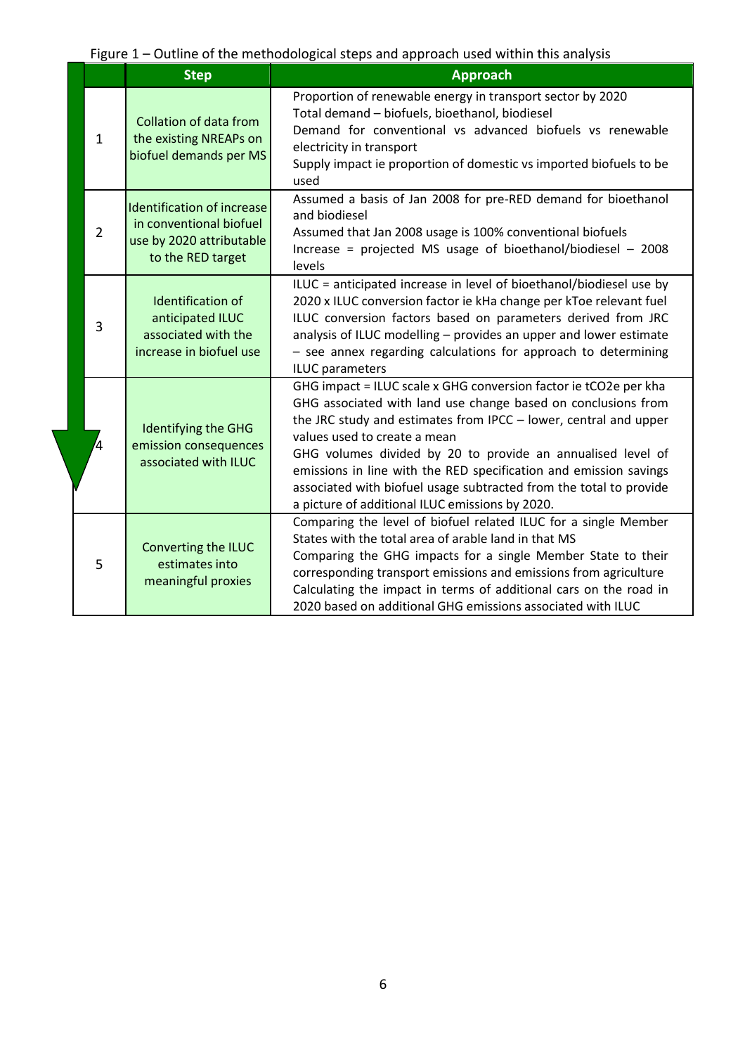Figure 1 – Outline of the methodological steps and approach used within this analysis

| | Step | Approach |
|---|---|---|
| 1 | Collation of data from the existing NREAPs on biofuel demands per MS | Proportion of renewable energy in transport sector by 2020<br>Total demand – biofuels, bioethanol, biodiesel<br>Demand for conventional vs advanced biofuels vs renewable electricity in transport<br>Supply impact ie proportion of domestic vs imported biofuels to be used |
| 2 | Identification of increase in conventional biofuel use by 2020 attributable to the RED target | Assumed a basis of Jan 2008 for pre-RED demand for bioethanol and biodiesel<br>Assumed that Jan 2008 usage is 100% conventional biofuels<br>Increase = projected MS usage of bioethanol/biodiesel – 2008 levels |
| 3 | Identification of anticipated ILUC associated with the increase in biofuel use | ILUC = anticipated increase in level of bioethanol/biodiesel use by 2020 x ILUC conversion factor ie kHa change per kToe relevant fuel<br>ILUC conversion factors based on parameters derived from JRC analysis of ILUC modelling – provides an upper and lower estimate – see annex regarding calculations for approach to determining ILUC parameters |
| 4 | Identifying the GHG emission consequences associated with ILUC | GHG impact = ILUC scale x GHG conversion factor ie $tCO_2e$ per kha<br>GHG associated with land use change based on conclusions from the JRC study and estimates from IPCC – lower, central and upper values used to create a mean<br>GHG volumes divided by 20 to provide an annualised level of emissions in line with the RED specification and emission savings associated with biofuel usage subtracted from the total to provide a picture of additional ILUC emissions by 2020. |
| 5 | Converting the ILUC estimates into meaningful proxies | Comparing the level of biofuel related ILUC for a single Member States with the total area of arable land in that MS<br>Comparing the GHG impacts for a single Member State to their corresponding transport emissions and emissions from agriculture<br>Calculating the impact in terms of additional cars on the road in 2020 based on additional GHG emissions associated with ILUC |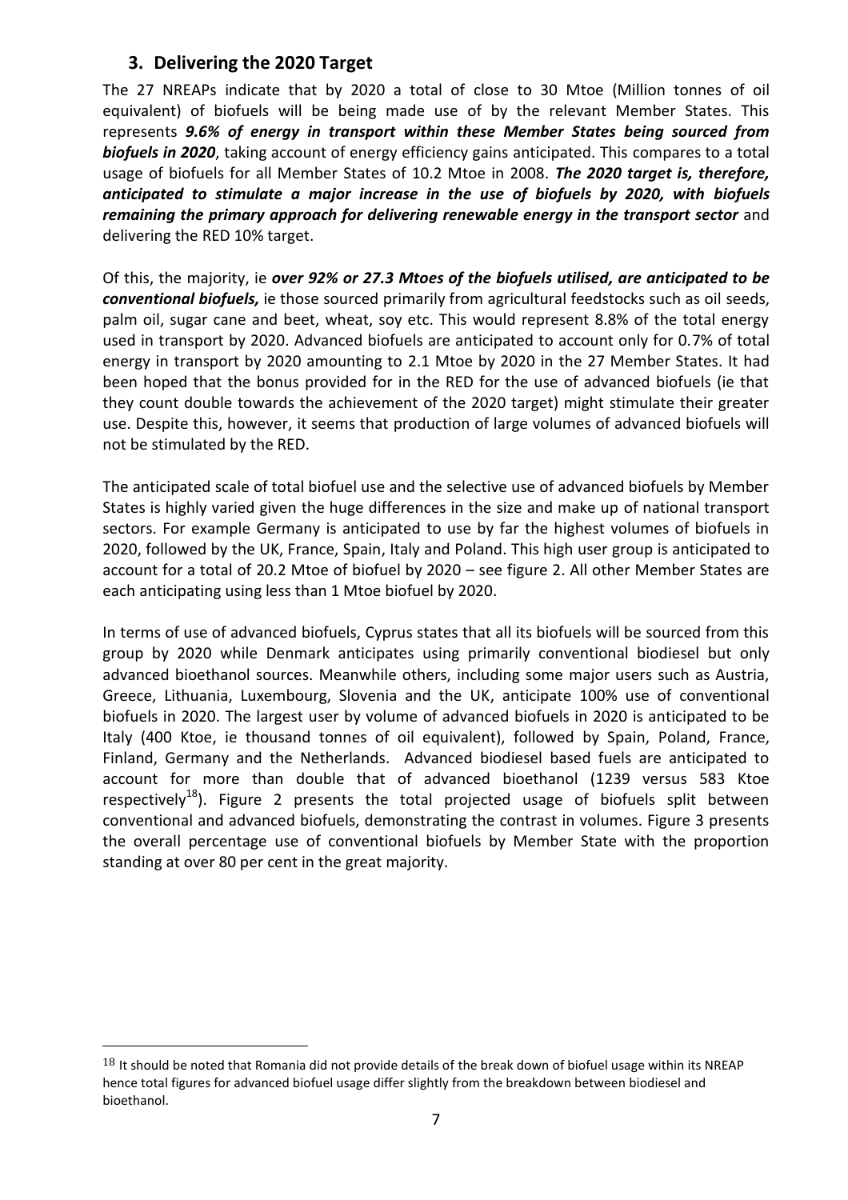## 3. Delivering the 2020 Target

The 27 NREAPs indicate that by 2020 a total of close to 30 Mtoe (Million tonnes of oil equivalent) of biofuels will be being made use of by the relevant Member States. This represents ***9.6% of energy in transport within these Member States being sourced from biofuels in 2020***, taking account of energy efficiency gains anticipated. This compares to a total usage of biofuels for all Member States of 10.2 Mtoe in 2008. ***The 2020 target is, therefore, anticipated to stimulate a major increase in the use of biofuels by 2020, with biofuels remaining the primary approach for delivering renewable energy in the transport sector*** and delivering the RED 10% target.

Of this, the majority, ie ***over 92% or 27.3 Mtoes of the biofuels utilised, are anticipated to be conventional biofuels,*** ie those sourced primarily from agricultural feedstocks such as oil seeds, palm oil, sugar cane and beet, wheat, soy etc. This would represent 8.8% of the total energy used in transport by 2020. Advanced biofuels are anticipated to account only for 0.7% of total energy in transport by 2020 amounting to 2.1 Mtoe by 2020 in the 27 Member States. It had been hoped that the bonus provided for in the RED for the use of advanced biofuels (ie that they count double towards the achievement of the 2020 target) might stimulate their greater use. Despite this, however, it seems that production of large volumes of advanced biofuels will not be stimulated by the RED.

The anticipated scale of total biofuel use and the selective use of advanced biofuels by Member States is highly varied given the huge differences in the size and make up of national transport sectors. For example Germany is anticipated to use by far the highest volumes of biofuels in 2020, followed by the UK, France, Spain, Italy and Poland. This high user group is anticipated to account for a total of 20.2 Mtoe of biofuel by 2020 – see figure 2. All other Member States are each anticipating using less than 1 Mtoe biofuel by 2020.

In terms of use of advanced biofuels, Cyprus states that all its biofuels will be sourced from this group by 2020 while Denmark anticipates using primarily conventional biodiesel but only advanced bioethanol sources. Meanwhile others, including some major users such as Austria, Greece, Lithuania, Luxembourg, Slovenia and the UK, anticipate 100% use of conventional biofuels in 2020. The largest user by volume of advanced biofuels in 2020 is anticipated to be Italy (400 Ktoe, ie thousand tonnes of oil equivalent), followed by Spain, Poland, France, Finland, Germany and the Netherlands. Advanced biodiesel based fuels are anticipated to account for more than double that of advanced bioethanol (1239 versus 583 Ktoe respectively[18]). Figure 2 presents the total projected usage of biofuels split between conventional and advanced biofuels, demonstrating the contrast in volumes. Figure 3 presents the overall percentage use of conventional biofuels by Member State with the proportion standing at over 80 per cent in the great majority.

---

[18] It should be noted that Romania did not provide details of the break down of biofuel usage within its NREAP hence total figures for advanced biofuel usage differ slightly from the breakdown between biodiesel and bioethanol.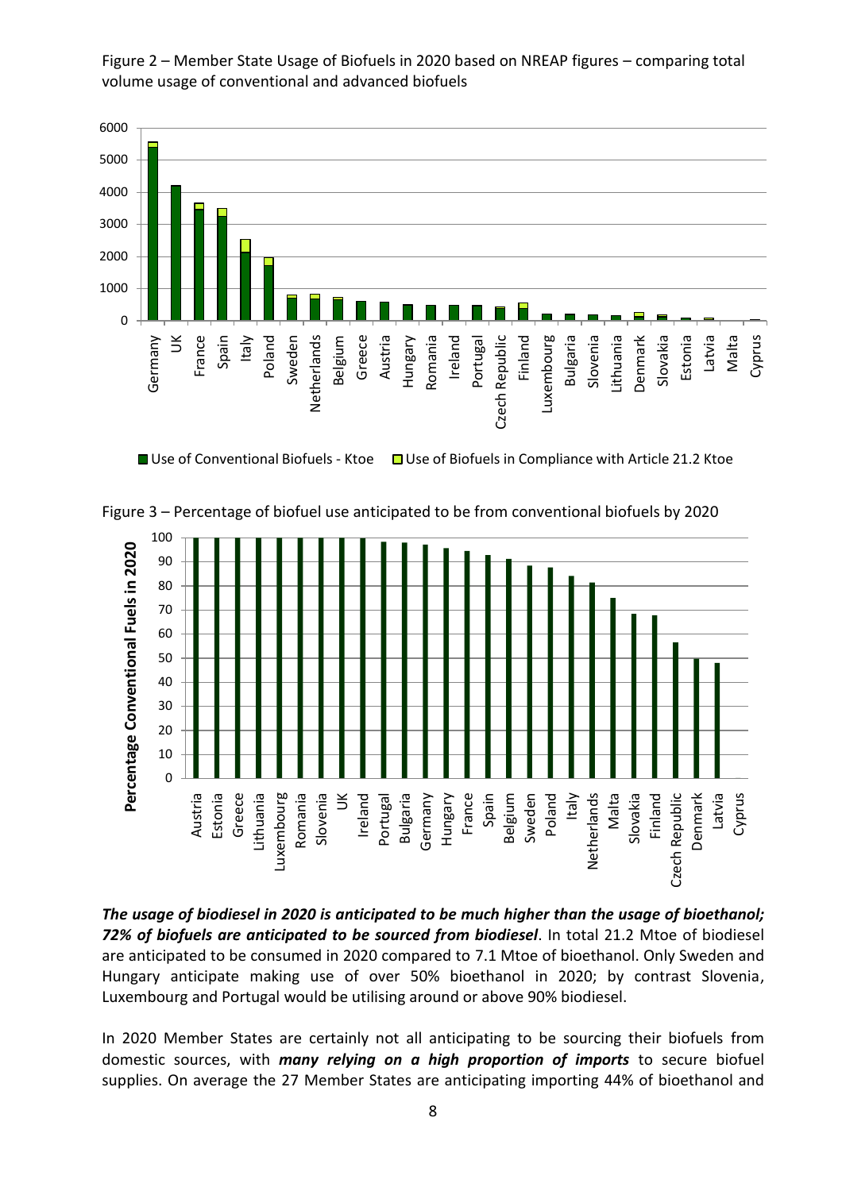Figure 2 – Member State Usage of Biofuels in 2020 based on NREAP figures – comparing total volume usage of conventional and advanced biofuels

Figure 3 – Percentage of biofuel use anticipated to be from conventional biofuels by 2020

***The usage of biodiesel in 2020 is anticipated to be much higher than the usage of bioethanol; 72% of biofuels are anticipated to be sourced from biodiesel***. In total 21.2 Mtoe of biodiesel are anticipated to be consumed in 2020 compared to 7.1 Mtoe of bioethanol. Only Sweden and Hungary anticipate making use of over 50% bioethanol in 2020; by contrast Slovenia, Luxembourg and Portugal would be utilising around or above 90% biodiesel.

In 2020 Member States are certainly not all anticipating to be sourcing their biofuels from domestic sources, with ***many relying on a high proportion of imports*** to secure biofuel supplies. On average the 27 Member States are anticipating importing 44% of bioethanol and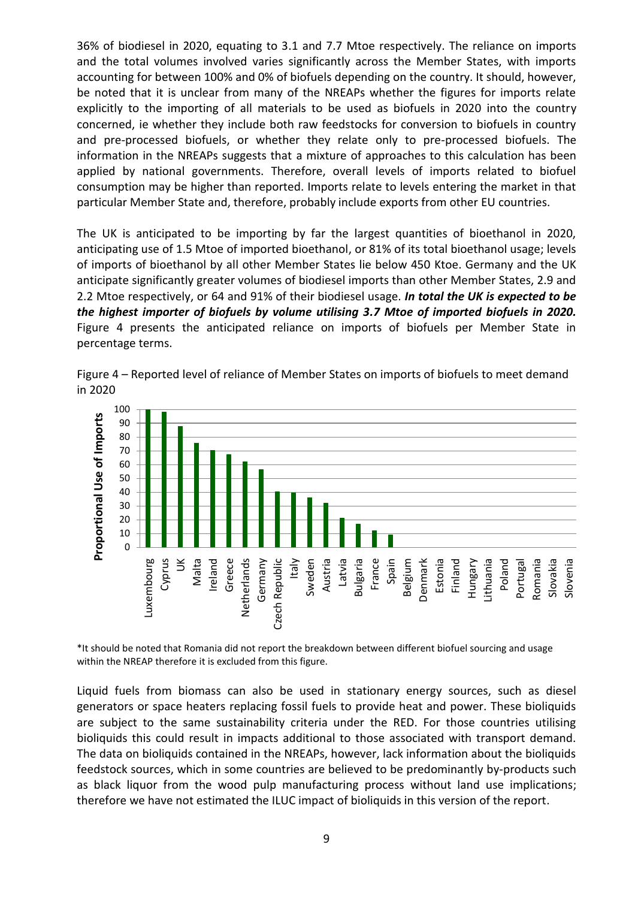36% of biodiesel in 2020, equating to 3.1 and 7.7 Mtoe respectively. The reliance on imports and the total volumes involved varies significantly across the Member States, with imports accounting for between 100% and 0% of biofuels depending on the country. It should, however, be noted that it is unclear from many of the NREAPs whether the figures for imports relate explicitly to the importing of all materials to be used as biofuels in 2020 into the country concerned, ie whether they include both raw feedstocks for conversion to biofuels in country and pre-processed biofuels, or whether they relate only to pre-processed biofuels. The information in the NREAPs suggests that a mixture of approaches to this calculation has been applied by national governments. Therefore, overall levels of imports related to biofuel consumption may be higher than reported. Imports relate to levels entering the market in that particular Member State and, therefore, probably include exports from other EU countries.

The UK is anticipated to be importing by far the largest quantities of bioethanol in 2020, anticipating use of 1.5 Mtoe of imported bioethanol, or 81% of its total bioethanol usage; levels of imports of bioethanol by all other Member States lie below 450 Ktoe. Germany and the UK anticipate significantly greater volumes of biodiesel imports than other Member States, 2.9 and 2.2 Mtoe respectively, or 64 and 91% of their biodiesel usage. ***In total the UK is expected to be the highest importer of biofuels by volume utilising 3.7 Mtoe of imported biofuels in 2020.*** Figure 4 presents the anticipated reliance on imports of biofuels per Member State in percentage terms.

Figure 4 – Reported level of reliance of Member States on imports of biofuels to meet demand in 2020

| Member State | Proportional Use of Imports (approx. %) |
|---|---|
| Luxembourg | 100 |
| Cyprus | 98 |
| UK | 88 |
| Malta | 76 |
| Ireland | 71 |
| Greece | 68 |
| Netherlands | 62 |
| Germany | 57 |
| Czech Republic | 41 |
| Italy | 40 |
| Sweden | 36 |
| Austria | 32 |
| Latvia | 21 |
| Bulgaria | 17 |
| France | 12 |
| Spain | 9 |
| Belgium | 0 |
| Denmark | 0 |
| Estonia | 0 |
| Finland | 0 |
| Hungary | 0 |
| Lithuania | 0 |
| Poland | 0 |
| Portugal | 0 |
| Romania | 0 |
| Slovakia | 0 |
| Slovenia | 0 |

*It should be noted that Romania did not report the breakdown between different biofuel sourcing and usage within the NREAP therefore it is excluded from this figure.

Liquid fuels from biomass can also be used in stationary energy sources, such as diesel generators or space heaters replacing fossil fuels to provide heat and power. These bioliquids are subject to the same sustainability criteria under the RED. For those countries utilising bioliquids this could result in impacts additional to those associated with transport demand. The data on bioliquids contained in the NREAPs, however, lack information about the bioliquids feedstock sources, which in some countries are believed to be predominantly by-products such as black liquor from the wood pulp manufacturing process without land use implications; therefore we have not estimated the ILUC impact of bioliquids in this version of the report.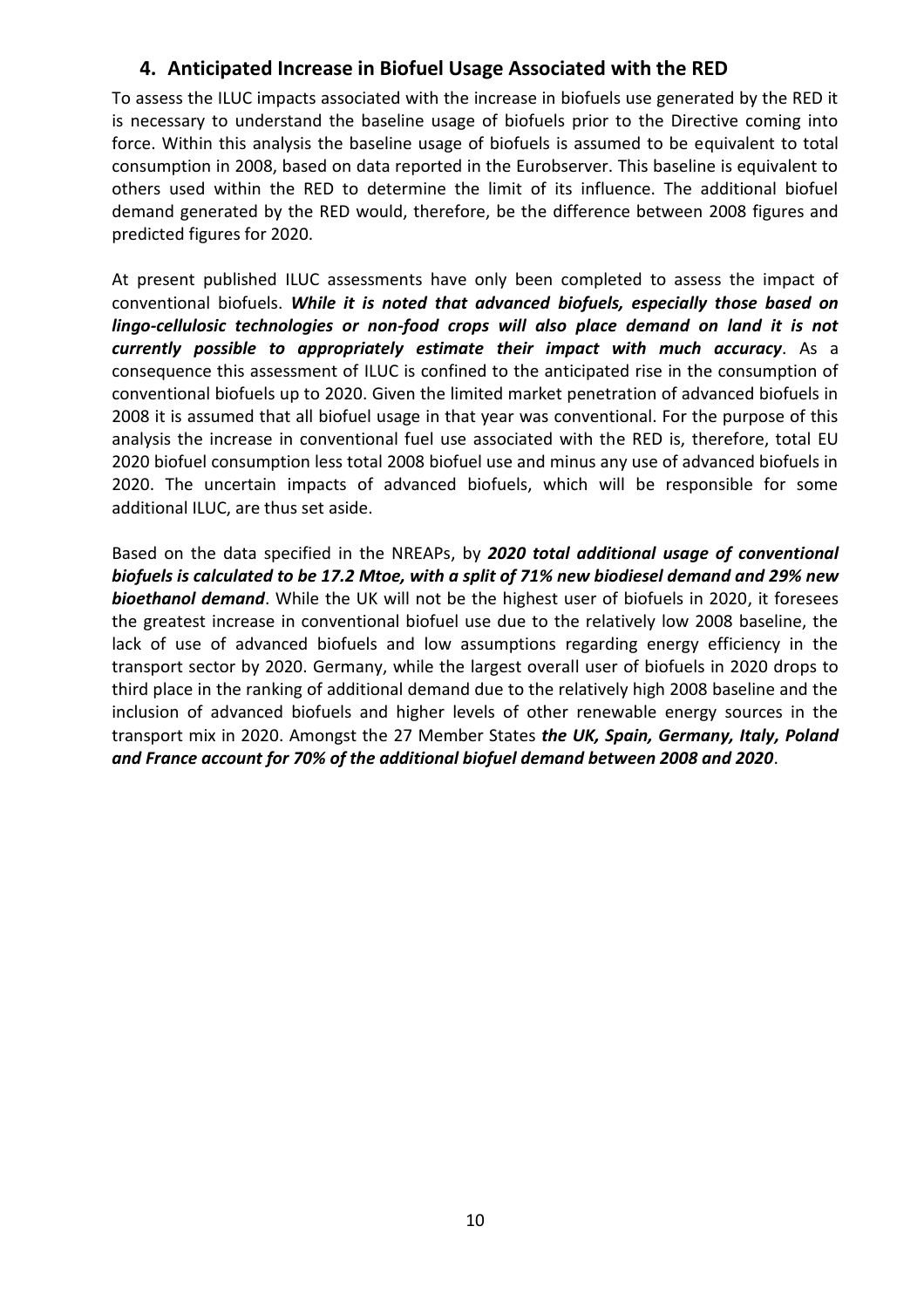## 4. Anticipated Increase in Biofuel Usage Associated with the RED

To assess the ILUC impacts associated with the increase in biofuels use generated by the RED it is necessary to understand the baseline usage of biofuels prior to the Directive coming into force. Within this analysis the baseline usage of biofuels is assumed to be equivalent to total consumption in 2008, based on data reported in the Eurobserver. This baseline is equivalent to others used within the RED to determine the limit of its influence. The additional biofuel demand generated by the RED would, therefore, be the difference between 2008 figures and predicted figures for 2020.

At present published ILUC assessments have only been completed to assess the impact of conventional biofuels. ***While it is noted that advanced biofuels, especially those based on lingo-cellulosic technologies or non-food crops will also place demand on land it is not currently possible to appropriately estimate their impact with much accuracy***. As a consequence this assessment of ILUC is confined to the anticipated rise in the consumption of conventional biofuels up to 2020. Given the limited market penetration of advanced biofuels in 2008 it is assumed that all biofuel usage in that year was conventional. For the purpose of this analysis the increase in conventional fuel use associated with the RED is, therefore, total EU 2020 biofuel consumption less total 2008 biofuel use and minus any use of advanced biofuels in 2020. The uncertain impacts of advanced biofuels, which will be responsible for some additional ILUC, are thus set aside.

Based on the data specified in the NREAPs, by ***2020 total additional usage of conventional biofuels is calculated to be 17.2 Mtoe, with a split of 71% new biodiesel demand and 29% new bioethanol demand***. While the UK will not be the highest user of biofuels in 2020, it foresees the greatest increase in conventional biofuel use due to the relatively low 2008 baseline, the lack of use of advanced biofuels and low assumptions regarding energy efficiency in the transport sector by 2020. Germany, while the largest overall user of biofuels in 2020 drops to third place in the ranking of additional demand due to the relatively high 2008 baseline and the inclusion of advanced biofuels and higher levels of other renewable energy sources in the transport mix in 2020. Amongst the 27 Member States ***the UK, Spain, Germany, Italy, Poland and France account for 70% of the additional biofuel demand between 2008 and 2020***.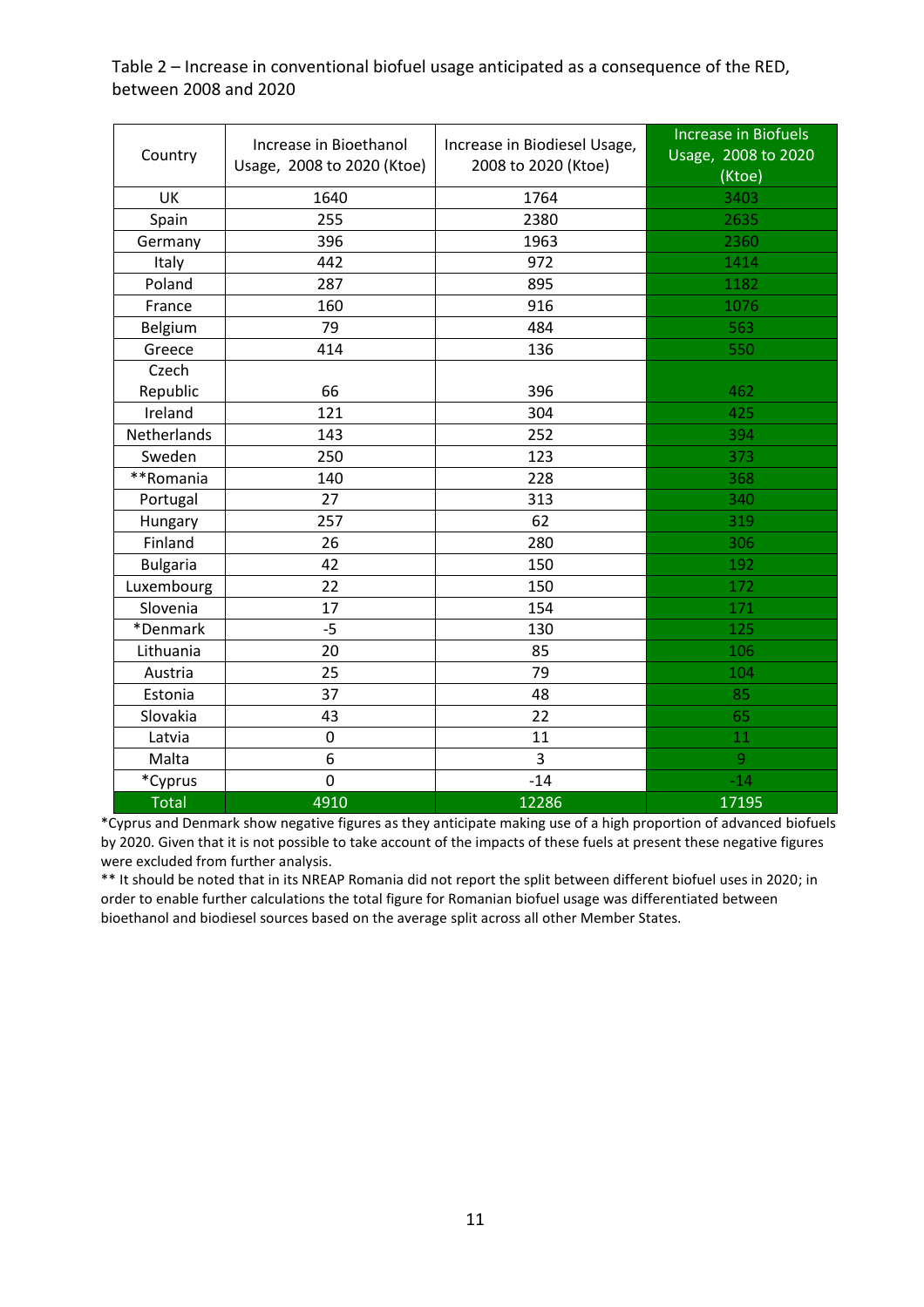Table 2 – Increase in conventional biofuel usage anticipated as a consequence of the RED, between 2008 and 2020

| Country | Increase in Bioethanol Usage, 2008 to 2020 (Ktoe) | Increase in Biodiesel Usage, 2008 to 2020 (Ktoe) | Increase in Biofuels Usage, 2008 to 2020 (Ktoe) |
|---|---|---|---|
| UK | 1640 | 1764 | 3403 |
| Spain | 255 | 2380 | 2635 |
| Germany | 396 | 1963 | 2360 |
| Italy | 442 | 972 | 1414 |
| Poland | 287 | 895 | 1182 |
| France | 160 | 916 | 1076 |
| Belgium | 79 | 484 | 563 |
| Greece | 414 | 136 | 550 |
| Czech Republic | 66 | 396 | 462 |
| Ireland | 121 | 304 | 425 |
| Netherlands | 143 | 252 | 394 |
| Sweden | 250 | 123 | 373 |
| **Romania | 140 | 228 | 368 |
| Portugal | 27 | 313 | 340 |
| Hungary | 257 | 62 | 319 |
| Finland | 26 | 280 | 306 |
| Bulgaria | 42 | 150 | 192 |
| Luxembourg | 22 | 150 | 172 |
| Slovenia | 17 | 154 | 171 |
| *Denmark | -5 | 130 | 125 |
| Lithuania | 20 | 85 | 106 |
| Austria | 25 | 79 | 104 |
| Estonia | 37 | 48 | 85 |
| Slovakia | 43 | 22 | 65 |
| Latvia | 0 | 11 | 11 |
| Malta | 6 | 3 | 9 |
| *Cyprus | 0 | -14 | -14 |
| Total | 4910 | 12286 | 17195 |

*Cyprus and Denmark show negative figures as they anticipate making use of a high proportion of advanced biofuels by 2020. Given that it is not possible to take account of the impacts of these fuels at present these negative figures were excluded from further analysis.

** It should be noted that in its NREAP Romania did not report the split between different biofuel uses in 2020; in order to enable further calculations the total figure for Romanian biofuel usage was differentiated between bioethanol and biodiesel sources based on the average split across all other Member States.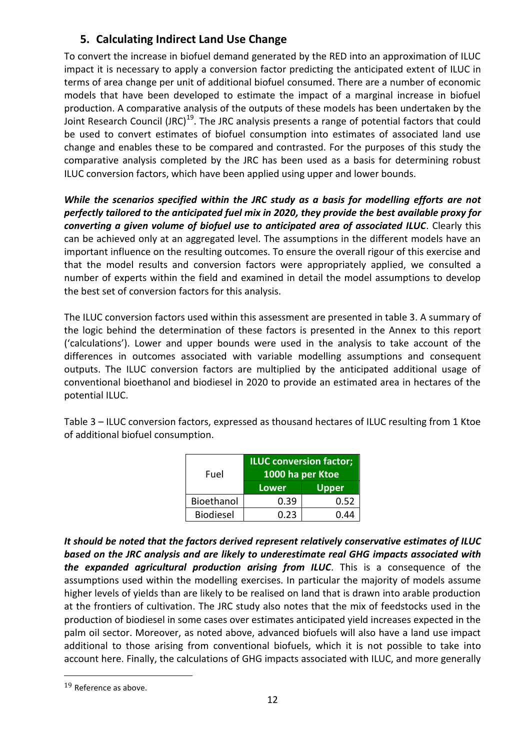## 5. Calculating Indirect Land Use Change

To convert the increase in biofuel demand generated by the RED into an approximation of ILUC impact it is necessary to apply a conversion factor predicting the anticipated extent of ILUC in terms of area change per unit of additional biofuel consumed. There are a number of economic models that have been developed to estimate the impact of a marginal increase in biofuel production. A comparative analysis of the outputs of these models has been undertaken by the Joint Research Council (JRC)[19]. The JRC analysis presents a range of potential factors that could be used to convert estimates of biofuel consumption into estimates of associated land use change and enables these to be compared and contrasted. For the purposes of this study the comparative analysis completed by the JRC has been used as a basis for determining robust ILUC conversion factors, which have been applied using upper and lower bounds.

***While the scenarios specified within the JRC study as a basis for modelling efforts are not perfectly tailored to the anticipated fuel mix in 2020, they provide the best available proxy for converting a given volume of biofuel use to anticipated area of associated ILUC***. Clearly this can be achieved only at an aggregated level. The assumptions in the different models have an important influence on the resulting outcomes. To ensure the overall rigour of this exercise and that the model results and conversion factors were appropriately applied, we consulted a number of experts within the field and examined in detail the model assumptions to develop the best set of conversion factors for this analysis.

The ILUC conversion factors used within this assessment are presented in table 3. A summary of the logic behind the determination of these factors is presented in the Annex to this report ('calculations'). Lower and upper bounds were used in the analysis to take account of the differences in outcomes associated with variable modelling assumptions and consequent outputs. The ILUC conversion factors are multiplied by the anticipated additional usage of conventional bioethanol and biodiesel in 2020 to provide an estimated area in hectares of the potential ILUC.

Table 3 – ILUC conversion factors, expressed as thousand hectares of ILUC resulting from 1 Ktoe of additional biofuel consumption.

| Fuel | ILUC conversion factor; 1000 ha per Ktoe | |
|---|---|---|
| | Lower | Upper |
| Bioethanol | 0.39 | 0.52 |
| Biodiesel | 0.23 | 0.44 |

***It should be noted that the factors derived represent relatively conservative estimates of ILUC based on the JRC analysis and are likely to underestimate real GHG impacts associated with the expanded agricultural production arising from ILUC***. This is a consequence of the assumptions used within the modelling exercises. In particular the majority of models assume higher levels of yields than are likely to be realised on land that is drawn into arable production at the frontiers of cultivation. The JRC study also notes that the mix of feedstocks used in the production of biodiesel in some cases over estimates anticipated yield increases expected in the palm oil sector. Moreover, as noted above, advanced biofuels will also have a land use impact additional to those arising from conventional biofuels, which it is not possible to take into account here. Finally, the calculations of GHG impacts associated with ILUC, and more generally

[19] Reference as above.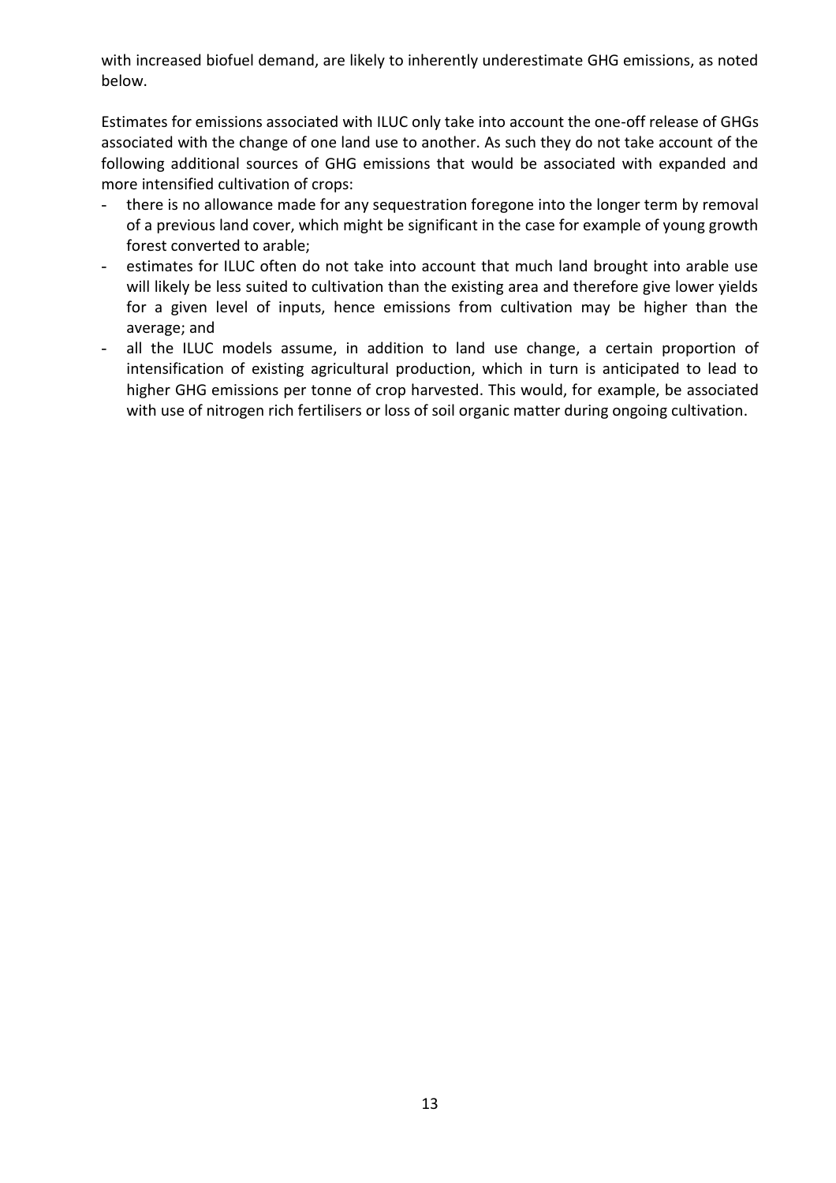with increased biofuel demand, are likely to inherently underestimate GHG emissions, as noted below.

Estimates for emissions associated with ILUC only take into account the one-off release of GHGs associated with the change of one land use to another. As such they do not take account of the following additional sources of GHG emissions that would be associated with expanded and more intensified cultivation of crops:

- there is no allowance made for any sequestration foregone into the longer term by removal of a previous land cover, which might be significant in the case for example of young growth forest converted to arable;
- estimates for ILUC often do not take into account that much land brought into arable use will likely be less suited to cultivation than the existing area and therefore give lower yields for a given level of inputs, hence emissions from cultivation may be higher than the average; and
- all the ILUC models assume, in addition to land use change, a certain proportion of intensification of existing agricultural production, which in turn is anticipated to lead to higher GHG emissions per tonne of crop harvested. This would, for example, be associated with use of nitrogen rich fertilisers or loss of soil organic matter during ongoing cultivation.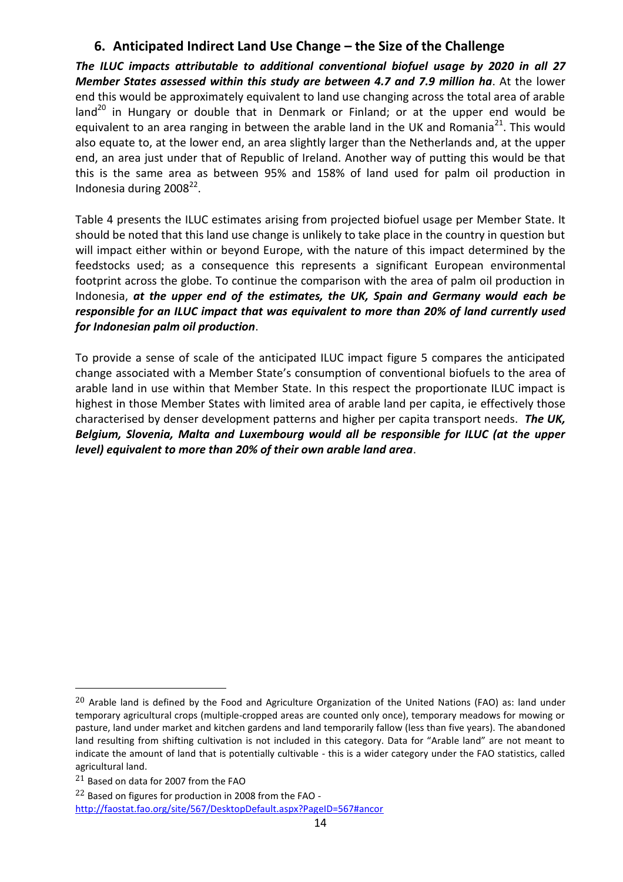## 6. Anticipated Indirect Land Use Change – the Size of the Challenge

***The ILUC impacts attributable to additional conventional biofuel usage by 2020 in all 27 Member States assessed within this study are between 4.7 and 7.9 million ha***. At the lower end this would be approximately equivalent to land use changing across the total area of arable land[20] in Hungary or double that in Denmark or Finland; or at the upper end would be equivalent to an area ranging in between the arable land in the UK and Romania[21]. This would also equate to, at the lower end, an area slightly larger than the Netherlands and, at the upper end, an area just under that of Republic of Ireland. Another way of putting this would be that this is the same area as between 95% and 158% of land used for palm oil production in Indonesia during 2008[22].

Table 4 presents the ILUC estimates arising from projected biofuel usage per Member State. It should be noted that this land use change is unlikely to take place in the country in question but will impact either within or beyond Europe, with the nature of this impact determined by the feedstocks used; as a consequence this represents a significant European environmental footprint across the globe. To continue the comparison with the area of palm oil production in Indonesia, ***at the upper end of the estimates, the UK, Spain and Germany would each be responsible for an ILUC impact that was equivalent to more than 20% of land currently used for Indonesian palm oil production***.

To provide a sense of scale of the anticipated ILUC impact figure 5 compares the anticipated change associated with a Member State's consumption of conventional biofuels to the area of arable land in use within that Member State. In this respect the proportionate ILUC impact is highest in those Member States with limited area of arable land per capita, ie effectively those characterised by denser development patterns and higher per capita transport needs. ***The UK, Belgium, Slovenia, Malta and Luxembourg would all be responsible for ILUC (at the upper level) equivalent to more than 20% of their own arable land area***.

---

[20] Arable land is defined by the Food and Agriculture Organization of the United Nations (FAO) as: land under temporary agricultural crops (multiple-cropped areas are counted only once), temporary meadows for mowing or pasture, land under market and kitchen gardens and land temporarily fallow (less than five years). The abandoned land resulting from shifting cultivation is not included in this category. Data for "Arable land" are not meant to indicate the amount of land that is potentially cultivable - this is a wider category under the FAO statistics, called agricultural land.

[21] Based on data for 2007 from the FAO

[22] Based on figures for production in 2008 from the FAO - http://faostat.fao.org/site/567/DesktopDefault.aspx?PageID=567#ancor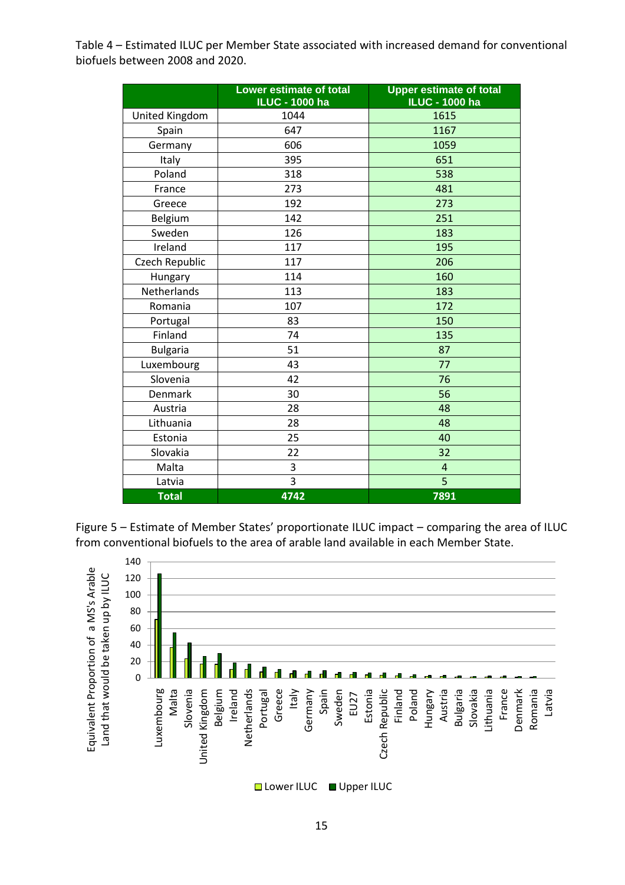Table 4 – Estimated ILUC per Member State associated with increased demand for conventional biofuels between 2008 and 2020.

| | Lower estimate of total ILUC - 1000 ha | Upper estimate of total ILUC - 1000 ha |
|---|---|---|
| United Kingdom | 1044 | 1615 |
| Spain | 647 | 1167 |
| Germany | 606 | 1059 |
| Italy | 395 | 651 |
| Poland | 318 | 538 |
| France | 273 | 481 |
| Greece | 192 | 273 |
| Belgium | 142 | 251 |
| Sweden | 126 | 183 |
| Ireland | 117 | 195 |
| Czech Republic | 117 | 206 |
| Hungary | 114 | 160 |
| Netherlands | 113 | 183 |
| Romania | 107 | 172 |
| Portugal | 83 | 150 |
| Finland | 74 | 135 |
| Bulgaria | 51 | 87 |
| Luxembourg | 43 | 77 |
| Slovenia | 42 | 76 |
| Denmark | 30 | 56 |
| Austria | 28 | 48 |
| Lithuania | 28 | 48 |
| Estonia | 25 | 40 |
| Slovakia | 22 | 32 |
| Malta | 3 | 4 |
| Latvia | 3 | 5 |
| **Total** | **4742** | **7891** |

Figure 5 – Estimate of Member States' proportionate ILUC impact – comparing the area of ILUC from conventional biofuels to the area of arable land available in each Member State.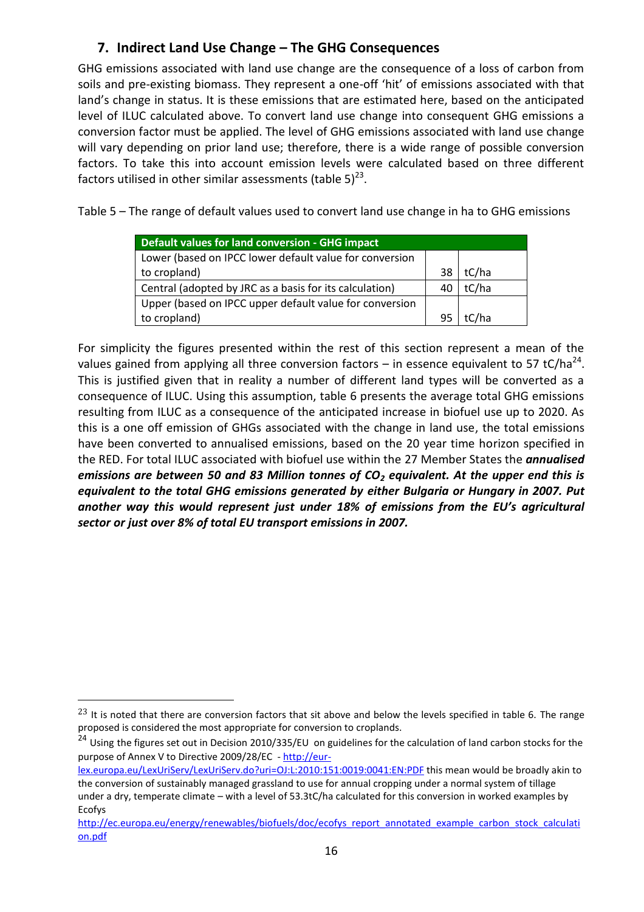## 7. Indirect Land Use Change – The GHG Consequences

GHG emissions associated with land use change are the consequence of a loss of carbon from soils and pre-existing biomass. They represent a one-off 'hit' of emissions associated with that land's change in status. It is these emissions that are estimated here, based on the anticipated level of ILUC calculated above. To convert land use change into consequent GHG emissions a conversion factor must be applied. The level of GHG emissions associated with land use change will vary depending on prior land use; therefore, there is a wide range of possible conversion factors. To take this into account emission levels were calculated based on three different factors utilised in other similar assessments (table 5)[23].

Table 5 – The range of default values used to convert land use change in ha to GHG emissions

| Default values for land conversion - GHG impact | | |
|---|---|---|
| Lower (based on IPCC lower default value for conversion to cropland) | 38 | tC/ha |
| Central (adopted by JRC as a basis for its calculation) | 40 | tC/ha |
| Upper (based on IPCC upper default value for conversion to cropland) | 95 | tC/ha |

For simplicity the figures presented within the rest of this section represent a mean of the values gained from applying all three conversion factors – in essence equivalent to 57 tC/ha[24]. This is justified given that in reality a number of different land types will be converted as a consequence of ILUC. Using this assumption, table 6 presents the average total GHG emissions resulting from ILUC as a consequence of the anticipated increase in biofuel use up to 2020. As this is a one off emission of GHGs associated with the change in land use, the total emissions have been converted to annualised emissions, based on the 20 year time horizon specified in the RED. For total ILUC associated with biofuel use within the 27 Member States the ***annualised emissions are between 50 and 83 Million tonnes of $CO_2$ equivalent. At the upper end this is equivalent to the total GHG emissions generated by either Bulgaria or Hungary in 2007. Put another way this would represent just under 18% of emissions from the EU's agricultural sector or just over 8% of total EU transport emissions in 2007.***

[23] It is noted that there are conversion factors that sit above and below the levels specified in table 6. The range proposed is considered the most appropriate for conversion to croplands.

[24] Using the figures set out in Decision 2010/335/EU on guidelines for the calculation of land carbon stocks for the purpose of Annex V to Directive 2009/28/EC - http://eur-lex.europa.eu/LexUriServ/LexUriServ.do?uri=OJ:L:2010:151:0019:0041:EN:PDF this mean would be broadly akin to the conversion of sustainably managed grassland to use for annual cropping under a normal system of tillage under a dry, temperate climate – with a level of 53.3tC/ha calculated for this conversion in worked examples by Ecofys http://ec.europa.eu/energy/renewables/biofuels/doc/ecofys_report_annotated_example_carbon_stock_calculation.pdf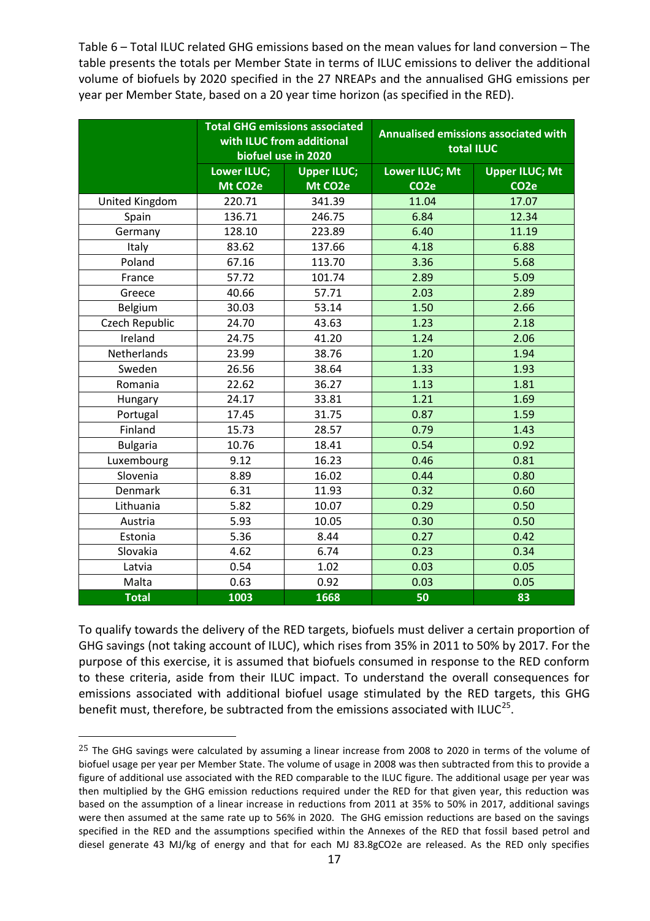Table 6 – Total ILUC related GHG emissions based on the mean values for land conversion – The table presents the totals per Member State in terms of ILUC emissions to deliver the additional volume of biofuels by 2020 specified in the 27 NREAPs and the annualised GHG emissions per year per Member State, based on a 20 year time horizon (as specified in the RED).

| | Total GHG emissions associated with ILUC from additional biofuel use in 2020 | | Annualised emissions associated with total ILUC | |
|---|---|---|---|---|
| | Lower ILUC; Mt $CO_2e$ | Upper ILUC; Mt $CO_2e$ | Lower ILUC; Mt $CO_2e$ | Upper ILUC; Mt $CO_2e$ |
| United Kingdom | 220.71 | 341.39 | 11.04 | 17.07 |
| Spain | 136.71 | 246.75 | 6.84 | 12.34 |
| Germany | 128.10 | 223.89 | 6.40 | 11.19 |
| Italy | 83.62 | 137.66 | 4.18 | 6.88 |
| Poland | 67.16 | 113.70 | 3.36 | 5.68 |
| France | 57.72 | 101.74 | 2.89 | 5.09 |
| Greece | 40.66 | 57.71 | 2.03 | 2.89 |
| Belgium | 30.03 | 53.14 | 1.50 | 2.66 |
| Czech Republic | 24.70 | 43.63 | 1.23 | 2.18 |
| Ireland | 24.75 | 41.20 | 1.24 | 2.06 |
| Netherlands | 23.99 | 38.76 | 1.20 | 1.94 |
| Sweden | 26.56 | 38.64 | 1.33 | 1.93 |
| Romania | 22.62 | 36.27 | 1.13 | 1.81 |
| Hungary | 24.17 | 33.81 | 1.21 | 1.69 |
| Portugal | 17.45 | 31.75 | 0.87 | 1.59 |
| Finland | 15.73 | 28.57 | 0.79 | 1.43 |
| Bulgaria | 10.76 | 18.41 | 0.54 | 0.92 |
| Luxembourg | 9.12 | 16.23 | 0.46 | 0.81 |
| Slovenia | 8.89 | 16.02 | 0.44 | 0.80 |
| Denmark | 6.31 | 11.93 | 0.32 | 0.60 |
| Lithuania | 5.82 | 10.07 | 0.29 | 0.50 |
| Austria | 5.93 | 10.05 | 0.30 | 0.50 |
| Estonia | 5.36 | 8.44 | 0.27 | 0.42 |
| Slovakia | 4.62 | 6.74 | 0.23 | 0.34 |
| Latvia | 0.54 | 1.02 | 0.03 | 0.05 |
| Malta | 0.63 | 0.92 | 0.03 | 0.05 |
| **Total** | **1003** | **1668** | **50** | **83** |

To qualify towards the delivery of the RED targets, biofuels must deliver a certain proportion of GHG savings (not taking account of ILUC), which rises from 35% in 2011 to 50% by 2017. For the purpose of this exercise, it is assumed that biofuels consumed in response to the RED conform to these criteria, aside from their ILUC impact. To understand the overall consequences for emissions associated with additional biofuel usage stimulated by the RED targets, this GHG benefit must, therefore, be subtracted from the emissions associated with ILUC[25].

[25] The GHG savings were calculated by assuming a linear increase from 2008 to 2020 in terms of the volume of biofuel usage per year per Member State. The volume of usage in 2008 was then subtracted from this to provide a figure of additional use associated with the RED comparable to the ILUC figure. The additional usage per year was then multiplied by the GHG emission reductions required under the RED for that given year, this reduction was based on the assumption of a linear increase in reductions from 2011 at 35% to 50% in 2017, additional savings were then assumed at the same rate up to 56% in 2020. The GHG emission reductions are based on the savings specified in the RED and the assumptions specified within the Annexes of the RED that fossil based petrol and diesel generate 43 MJ/kg of energy and that for each MJ 83.8g$CO_2e$ are released. As the RED only specifies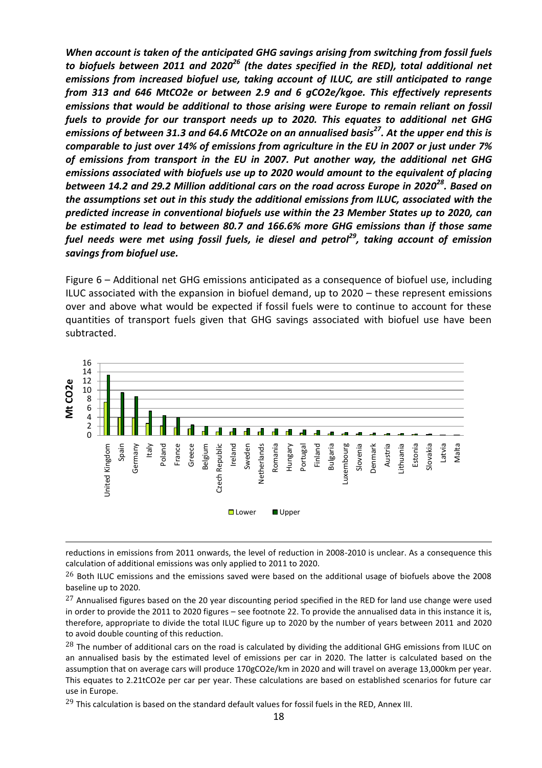***When account is taken of the anticipated GHG savings arising from switching from fossil fuels to biofuels between 2011 and 2020[26] (the dates specified in the RED), total additional net emissions from increased biofuel use, taking account of ILUC, are still anticipated to range from 313 and 646 MtCO2e or between 2.9 and 6 gCO2e/kgoe. This effectively represents emissions that would be additional to those arising were Europe to remain reliant on fossil fuels to provide for our transport needs up to 2020. This equates to additional net GHG emissions of between 31.3 and 64.6 MtCO2e on an annualised basis[27]. At the upper end this is comparable to just over 14% of emissions from agriculture in the EU in 2007 or just under 7% of emissions from transport in the EU in 2007. Put another way, the additional net GHG emissions associated with biofuels use up to 2020 would amount to the equivalent of placing between 14.2 and 29.2 Million additional cars on the road across Europe in 2020[28]. Based on the assumptions set out in this study the additional emissions from ILUC, associated with the predicted increase in conventional biofuels use within the 23 Member States up to 2020, can be estimated to lead to between 80.7 and 166.6% more GHG emissions than if those same fuel needs were met using fossil fuels, ie diesel and petrol[29], taking account of emission savings from biofuel use.***

Figure 6 – Additional net GHG emissions anticipated as a consequence of biofuel use, including ILUC associated with the expansion in biofuel demand, up to 2020 – these represent emissions over and above what would be expected if fossil fuels were to continue to account for these quantities of transport fuels given that GHG savings associated with biofuel use have been subtracted.

reductions in emissions from 2011 onwards, the level of reduction in 2008-2010 is unclear. As a consequence this calculation of additional emissions was only applied to 2011 to 2020.

[26] Both ILUC emissions and the emissions saved were based on the additional usage of biofuels above the 2008 baseline up to 2020.

[27] Annualised figures based on the 20 year discounting period specified in the RED for land use change were used in order to provide the 2011 to 2020 figures – see footnote 22. To provide the annualised data in this instance it is, therefore, appropriate to divide the total ILUC figure up to 2020 by the number of years between 2011 and 2020 to avoid double counting of this reduction.

[28] The number of additional cars on the road is calculated by dividing the additional GHG emissions from ILUC on an annualised basis by the estimated level of emissions per car in 2020. The latter is calculated based on the assumption that on average cars will produce 170gCO2e/km in 2020 and will travel on average 13,000km per year. This equates to 2.21tCO2e per car per year. These calculations are based on established scenarios for future car use in Europe.

[29] This calculation is based on the standard default values for fossil fuels in the RED, Annex III.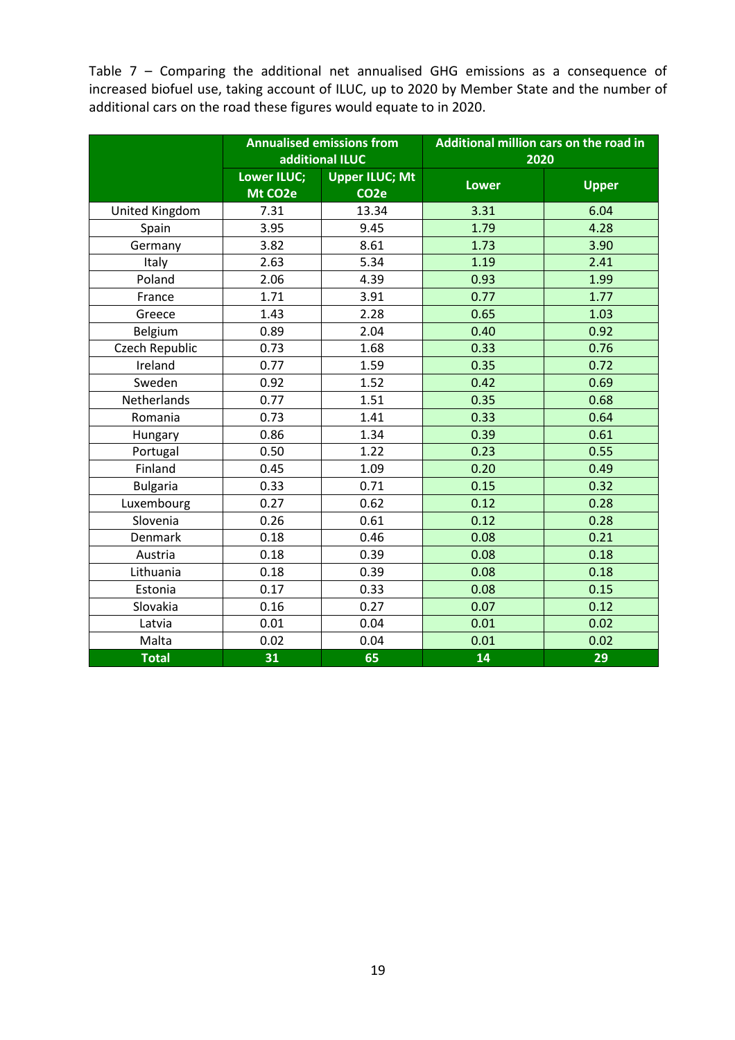Table 7 – Comparing the additional net annualised GHG emissions as a consequence of increased biofuel use, taking account of ILUC, up to 2020 by Member State and the number of additional cars on the road these figures would equate to in 2020.

| | Annualised emissions from additional ILUC | | Additional million cars on the road in 2020 | |
|---|---|---|---|---|
| | **Lower ILUC; Mt CO2e** | **Upper ILUC; Mt CO2e** | **Lower** | **Upper** |
| United Kingdom | 7.31 | 13.34 | 3.31 | 6.04 |
| Spain | 3.95 | 9.45 | 1.79 | 4.28 |
| Germany | 3.82 | 8.61 | 1.73 | 3.90 |
| Italy | 2.63 | 5.34 | 1.19 | 2.41 |
| Poland | 2.06 | 4.39 | 0.93 | 1.99 |
| France | 1.71 | 3.91 | 0.77 | 1.77 |
| Greece | 1.43 | 2.28 | 0.65 | 1.03 |
| Belgium | 0.89 | 2.04 | 0.40 | 0.92 |
| Czech Republic | 0.73 | 1.68 | 0.33 | 0.76 |
| Ireland | 0.77 | 1.59 | 0.35 | 0.72 |
| Sweden | 0.92 | 1.52 | 0.42 | 0.69 |
| Netherlands | 0.77 | 1.51 | 0.35 | 0.68 |
| Romania | 0.73 | 1.41 | 0.33 | 0.64 |
| Hungary | 0.86 | 1.34 | 0.39 | 0.61 |
| Portugal | 0.50 | 1.22 | 0.23 | 0.55 |
| Finland | 0.45 | 1.09 | 0.20 | 0.49 |
| Bulgaria | 0.33 | 0.71 | 0.15 | 0.32 |
| Luxembourg | 0.27 | 0.62 | 0.12 | 0.28 |
| Slovenia | 0.26 | 0.61 | 0.12 | 0.28 |
| Denmark | 0.18 | 0.46 | 0.08 | 0.21 |
| Austria | 0.18 | 0.39 | 0.08 | 0.18 |
| Lithuania | 0.18 | 0.39 | 0.08 | 0.18 |
| Estonia | 0.17 | 0.33 | 0.08 | 0.15 |
| Slovakia | 0.16 | 0.27 | 0.07 | 0.12 |
| Latvia | 0.01 | 0.04 | 0.01 | 0.02 |
| Malta | 0.02 | 0.04 | 0.01 | 0.02 |
| **Total** | **31** | **65** | **14** | **29** |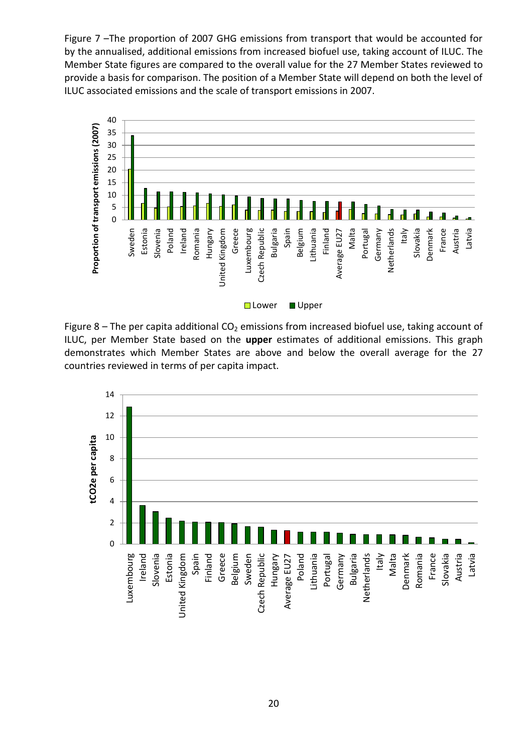Figure 7 –The proportion of 2007 GHG emissions from transport that would be accounted for by the annualised, additional emissions from increased biofuel use, taking account of ILUC. The Member State figures are compared to the overall value for the 27 Member States reviewed to provide a basis for comparison. The position of a Member State will depend on both the level of ILUC associated emissions and the scale of transport emissions in 2007.

Figure 8 – The per capita additional $CO_2$ emissions from increased biofuel use, taking account of ILUC, per Member State based on the **upper** estimates of additional emissions. This graph demonstrates which Member States are above and below the overall average for the 27 countries reviewed in terms of per capita impact.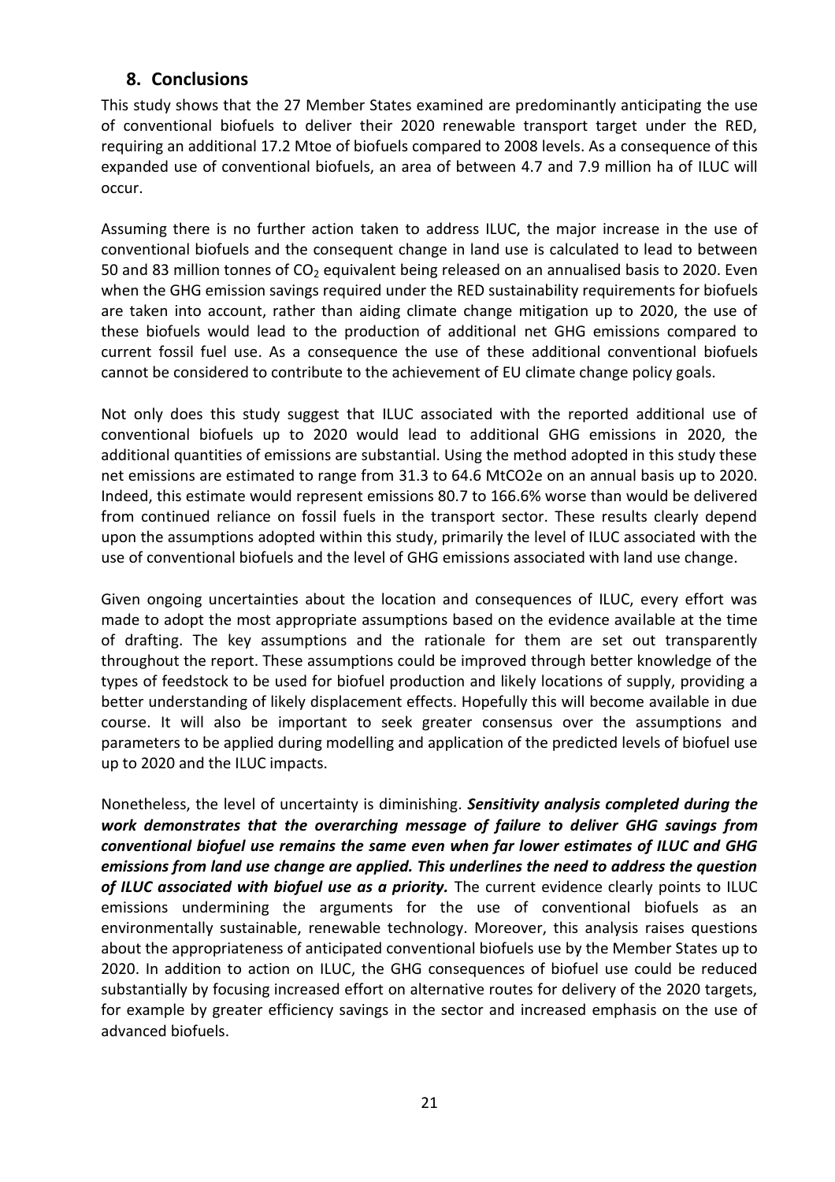## 8. Conclusions

This study shows that the 27 Member States examined are predominantly anticipating the use of conventional biofuels to deliver their 2020 renewable transport target under the RED, requiring an additional 17.2 Mtoe of biofuels compared to 2008 levels. As a consequence of this expanded use of conventional biofuels, an area of between 4.7 and 7.9 million ha of ILUC will occur.

Assuming there is no further action taken to address ILUC, the major increase in the use of conventional biofuels and the consequent change in land use is calculated to lead to between 50 and 83 million tonnes of $CO_2$ equivalent being released on an annualised basis to 2020. Even when the GHG emission savings required under the RED sustainability requirements for biofuels are taken into account, rather than aiding climate change mitigation up to 2020, the use of these biofuels would lead to the production of additional net GHG emissions compared to current fossil fuel use. As a consequence the use of these additional conventional biofuels cannot be considered to contribute to the achievement of EU climate change policy goals.

Not only does this study suggest that ILUC associated with the reported additional use of conventional biofuels up to 2020 would lead to additional GHG emissions in 2020, the additional quantities of emissions are substantial. Using the method adopted in this study these net emissions are estimated to range from 31.3 to 64.6 MtCO2e on an annual basis up to 2020. Indeed, this estimate would represent emissions 80.7 to 166.6% worse than would be delivered from continued reliance on fossil fuels in the transport sector. These results clearly depend upon the assumptions adopted within this study, primarily the level of ILUC associated with the use of conventional biofuels and the level of GHG emissions associated with land use change.

Given ongoing uncertainties about the location and consequences of ILUC, every effort was made to adopt the most appropriate assumptions based on the evidence available at the time of drafting. The key assumptions and the rationale for them are set out transparently throughout the report. These assumptions could be improved through better knowledge of the types of feedstock to be used for biofuel production and likely locations of supply, providing a better understanding of likely displacement effects. Hopefully this will become available in due course. It will also be important to seek greater consensus over the assumptions and parameters to be applied during modelling and application of the predicted levels of biofuel use up to 2020 and the ILUC impacts.

Nonetheless, the level of uncertainty is diminishing. ***Sensitivity analysis completed during the work demonstrates that the overarching message of failure to deliver GHG savings from conventional biofuel use remains the same even when far lower estimates of ILUC and GHG emissions from land use change are applied. This underlines the need to address the question of ILUC associated with biofuel use as a priority.*** The current evidence clearly points to ILUC emissions undermining the arguments for the use of conventional biofuels as an environmentally sustainable, renewable technology. Moreover, this analysis raises questions about the appropriateness of anticipated conventional biofuels use by the Member States up to 2020. In addition to action on ILUC, the GHG consequences of biofuel use could be reduced substantially by focusing increased effort on alternative routes for delivery of the 2020 targets, for example by greater efficiency savings in the sector and increased emphasis on the use of advanced biofuels.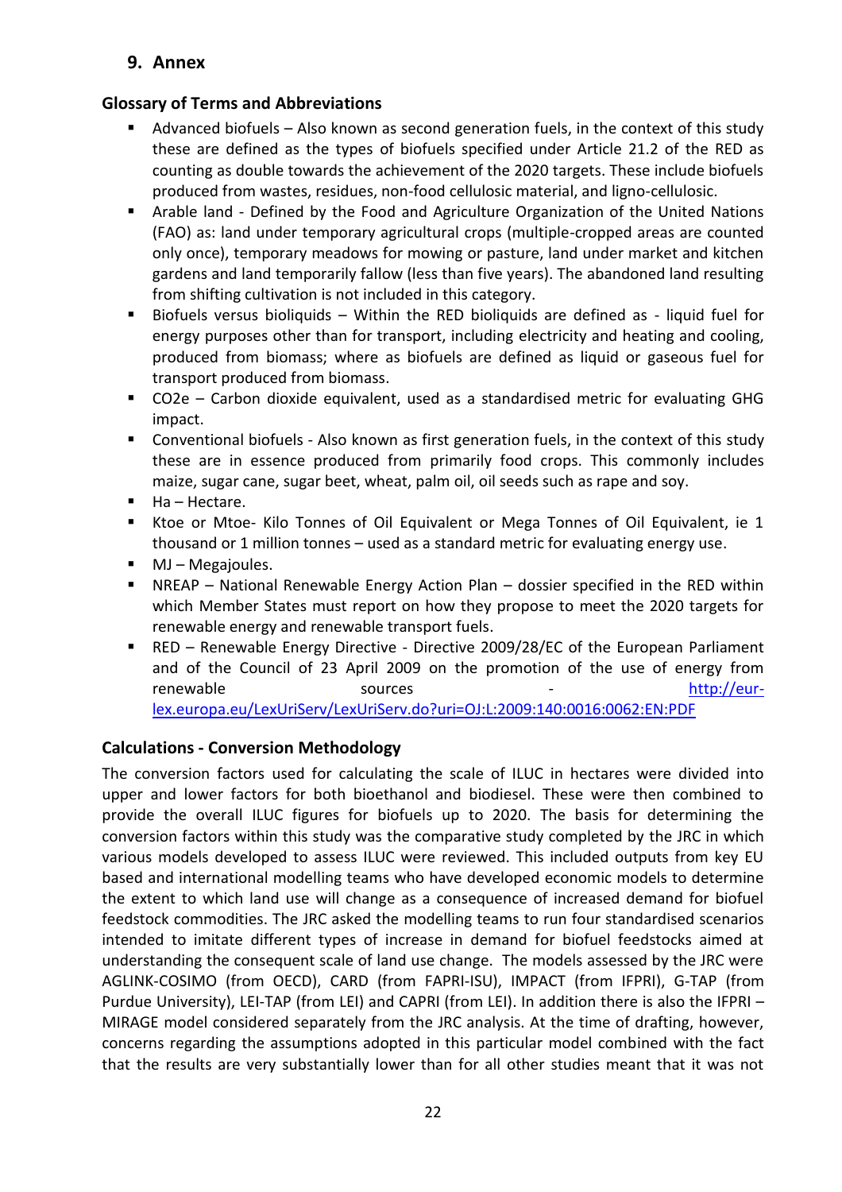## 9. Annex

### Glossary of Terms and Abbreviations

- Advanced biofuels – Also known as second generation fuels, in the context of this study these are defined as the types of biofuels specified under Article 21.2 of the RED as counting as double towards the achievement of the 2020 targets. These include biofuels produced from wastes, residues, non-food cellulosic material, and ligno-cellulosic.
- Arable land - Defined by the Food and Agriculture Organization of the United Nations (FAO) as: land under temporary agricultural crops (multiple-cropped areas are counted only once), temporary meadows for mowing or pasture, land under market and kitchen gardens and land temporarily fallow (less than five years). The abandoned land resulting from shifting cultivation is not included in this category.
- Biofuels versus bioliquids – Within the RED bioliquids are defined as - liquid fuel for energy purposes other than for transport, including electricity and heating and cooling, produced from biomass; where as biofuels are defined as liquid or gaseous fuel for transport produced from biomass.
- CO2e – Carbon dioxide equivalent, used as a standardised metric for evaluating GHG impact.
- Conventional biofuels - Also known as first generation fuels, in the context of this study these are in essence produced from primarily food crops. This commonly includes maize, sugar cane, sugar beet, wheat, palm oil, oil seeds such as rape and soy.
- Ha – Hectare.
- Ktoe or Mtoe- Kilo Tonnes of Oil Equivalent or Mega Tonnes of Oil Equivalent, ie 1 thousand or 1 million tonnes – used as a standard metric for evaluating energy use.
- MJ – Megajoules.
- NREAP – National Renewable Energy Action Plan – dossier specified in the RED within which Member States must report on how they propose to meet the 2020 targets for renewable energy and renewable transport fuels.
- RED – Renewable Energy Directive - Directive 2009/28/EC of the European Parliament and of the Council of 23 April 2009 on the promotion of the use of energy from renewable sources - http://eur-lex.europa.eu/LexUriServ/LexUriServ.do?uri=OJ:L:2009:140:0016:0062:EN:PDF

### Calculations - Conversion Methodology

The conversion factors used for calculating the scale of ILUC in hectares were divided into upper and lower factors for both bioethanol and biodiesel. These were then combined to provide the overall ILUC figures for biofuels up to 2020. The basis for determining the conversion factors within this study was the comparative study completed by the JRC in which various models developed to assess ILUC were reviewed. This included outputs from key EU based and international modelling teams who have developed economic models to determine the extent to which land use will change as a consequence of increased demand for biofuel feedstock commodities. The JRC asked the modelling teams to run four standardised scenarios intended to imitate different types of increase in demand for biofuel feedstocks aimed at understanding the consequent scale of land use change. The models assessed by the JRC were AGLINK-COSIMO (from OECD), CARD (from FAPRI-ISU), IMPACT (from IFPRI), G-TAP (from Purdue University), LEI-TAP (from LEI) and CAPRI (from LEI). In addition there is also the IFPRI – MIRAGE model considered separately from the JRC analysis. At the time of drafting, however, concerns regarding the assumptions adopted in this particular model combined with the fact that the results are very substantially lower than for all other studies meant that it was not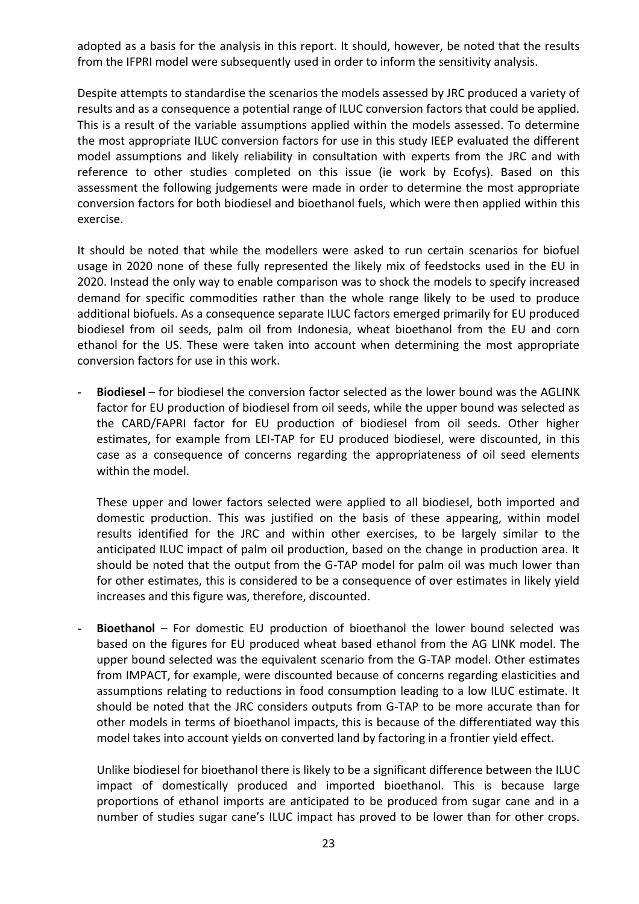adopted as a basis for the analysis in this report. It should, however, be noted that the results from the IFPRI model were subsequently used in order to inform the sensitivity analysis.

Despite attempts to standardise the scenarios the models assessed by JRC produced a variety of results and as a consequence a potential range of ILUC conversion factors that could be applied. This is a result of the variable assumptions applied within the models assessed. To determine the most appropriate ILUC conversion factors for use in this study IEEP evaluated the different model assumptions and likely reliability in consultation with experts from the JRC and with reference to other studies completed on this issue (ie work by Ecofys). Based on this assessment the following judgements were made in order to determine the most appropriate conversion factors for both biodiesel and bioethanol fuels, which were then applied within this exercise.

It should be noted that while the modellers were asked to run certain scenarios for biofuel usage in 2020 none of these fully represented the likely mix of feedstocks used in the EU in 2020. Instead the only way to enable comparison was to shock the models to specify increased demand for specific commodities rather than the whole range likely to be used to produce additional biofuels. As a consequence separate ILUC factors emerged primarily for EU produced biodiesel from oil seeds, palm oil from Indonesia, wheat bioethanol from the EU and corn ethanol for the US. These were taken into account when determining the most appropriate conversion factors for use in this work.

- **Biodiesel** – for biodiesel the conversion factor selected as the lower bound was the AGLINK factor for EU production of biodiesel from oil seeds, while the upper bound was selected as the CARD/FAPRI factor for EU production of biodiesel from oil seeds. Other higher estimates, for example from LEI-TAP for EU produced biodiesel, were discounted, in this case as a consequence of concerns regarding the appropriateness of oil seed elements within the model.

  These upper and lower factors selected were applied to all biodiesel, both imported and domestic production. This was justified on the basis of these appearing, within model results identified for the JRC and within other exercises, to be largely similar to the anticipated ILUC impact of palm oil production, based on the change in production area. It should be noted that the output from the G-TAP model for palm oil was much lower than for other estimates, this is considered to be a consequence of over estimates in likely yield increases and this figure was, therefore, discounted.

- **Bioethanol** – For domestic EU production of bioethanol the lower bound selected was based on the figures for EU produced wheat based ethanol from the AG LINK model. The upper bound selected was the equivalent scenario from the G-TAP model. Other estimates from IMPACT, for example, were discounted because of concerns regarding elasticities and assumptions relating to reductions in food consumption leading to a low ILUC estimate. It should be noted that the JRC considers outputs from G-TAP to be more accurate than for other models in terms of bioethanol impacts, this is because of the differentiated way this model takes into account yields on converted land by factoring in a frontier yield effect.

  Unlike biodiesel for bioethanol there is likely to be a significant difference between the ILUC impact of domestically produced and imported bioethanol. This is because large proportions of ethanol imports are anticipated to be produced from sugar cane and in a number of studies sugar cane's ILUC impact has proved to be lower than for other crops.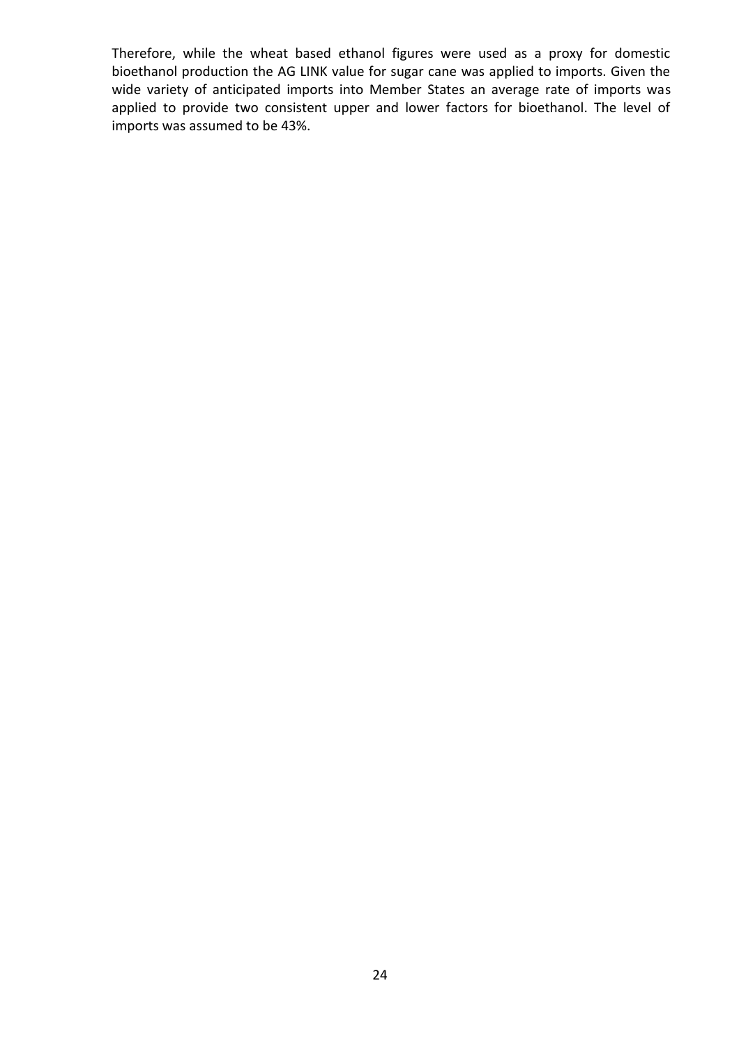Therefore, while the wheat based ethanol figures were used as a proxy for domestic bioethanol production the AG LINK value for sugar cane was applied to imports. Given the wide variety of anticipated imports into Member States an average rate of imports was applied to provide two consistent upper and lower factors for bioethanol. The level of imports was assumed to be 43%.